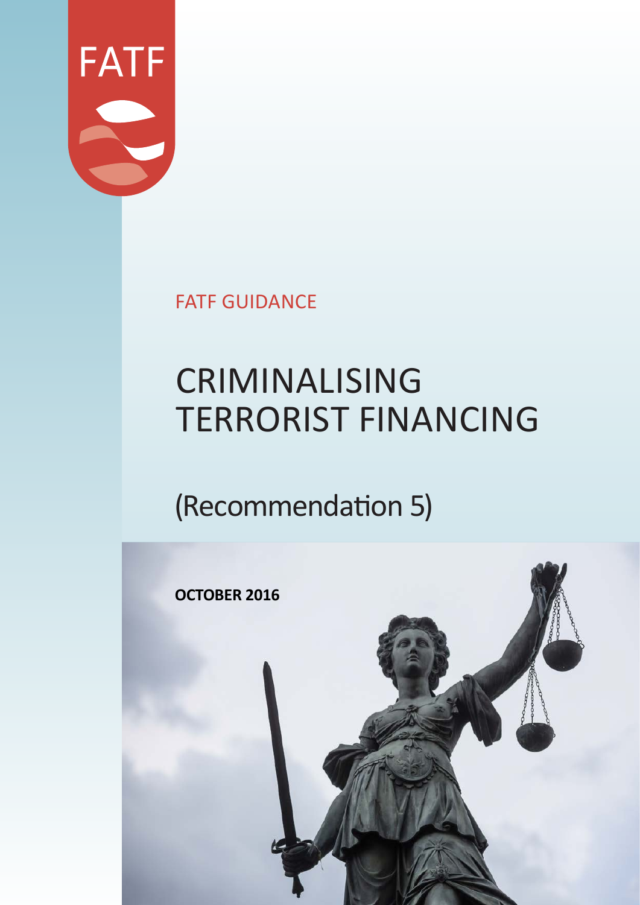FATF

FATF GUIDANCE

# CRIMINALISING TERRORIST FINANCING

## (Recommendation 5)

**OCTOBER 2016**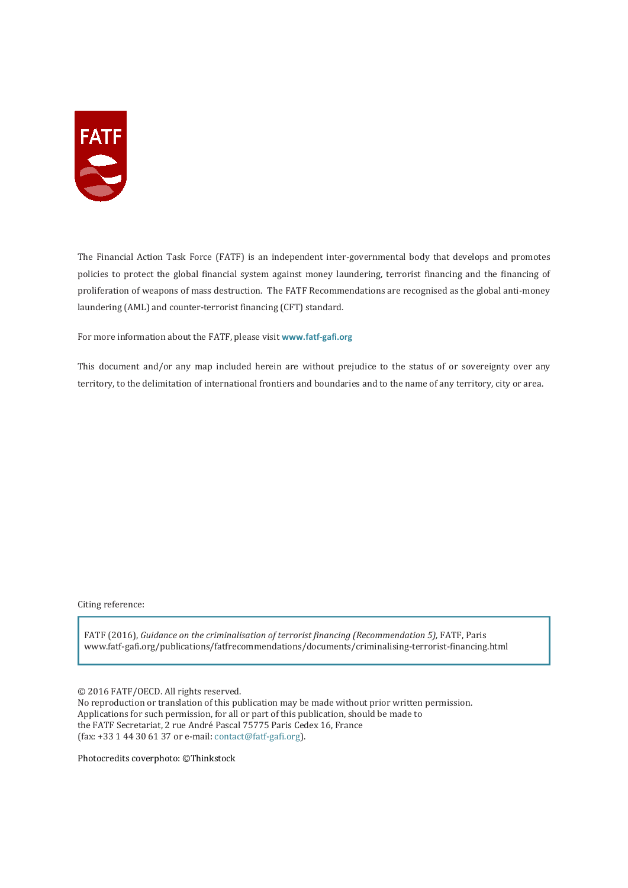The Financial Action Task Force (FATF) is an independent inter-governmental body that develops and promotes policies to protect the global financial system against money laundering, terrorist financing and the financing of proliferation of weapons of mass destruction. The FATF Recommendations are recognised as the global anti-money laundering (AML) and counter-terrorist financing (CFT) standard.

For more information about the FATF, please visit **www.fatf-gafi.org**

This document and/or any map included herein are without prejudice to the status of or sovereignty over any territory, to the delimitation of international frontiers and boundaries and to the name of any territory, city or area.

Citing reference:

FATF (2016), *Guidance on the criminalisation of terrorist financing (Recommendation 5),* FATF, Paris
www.fatf-gafi.org/publications/fatfrecommendations/documents/criminalising-terrorist-financing.html

© 2016 FATF/OECD. All rights reserved.
No reproduction or translation of this publication may be made without prior written permission.
Applications for such permission, for all or part of this publication, should be made to
the FATF Secretariat, 2 rue André Pascal 75775 Paris Cedex 16, France
(fax: +33 1 44 30 61 37 or e-mail: contact@fatf-gafi.org).

Photocredits coverphoto: ©Thinkstock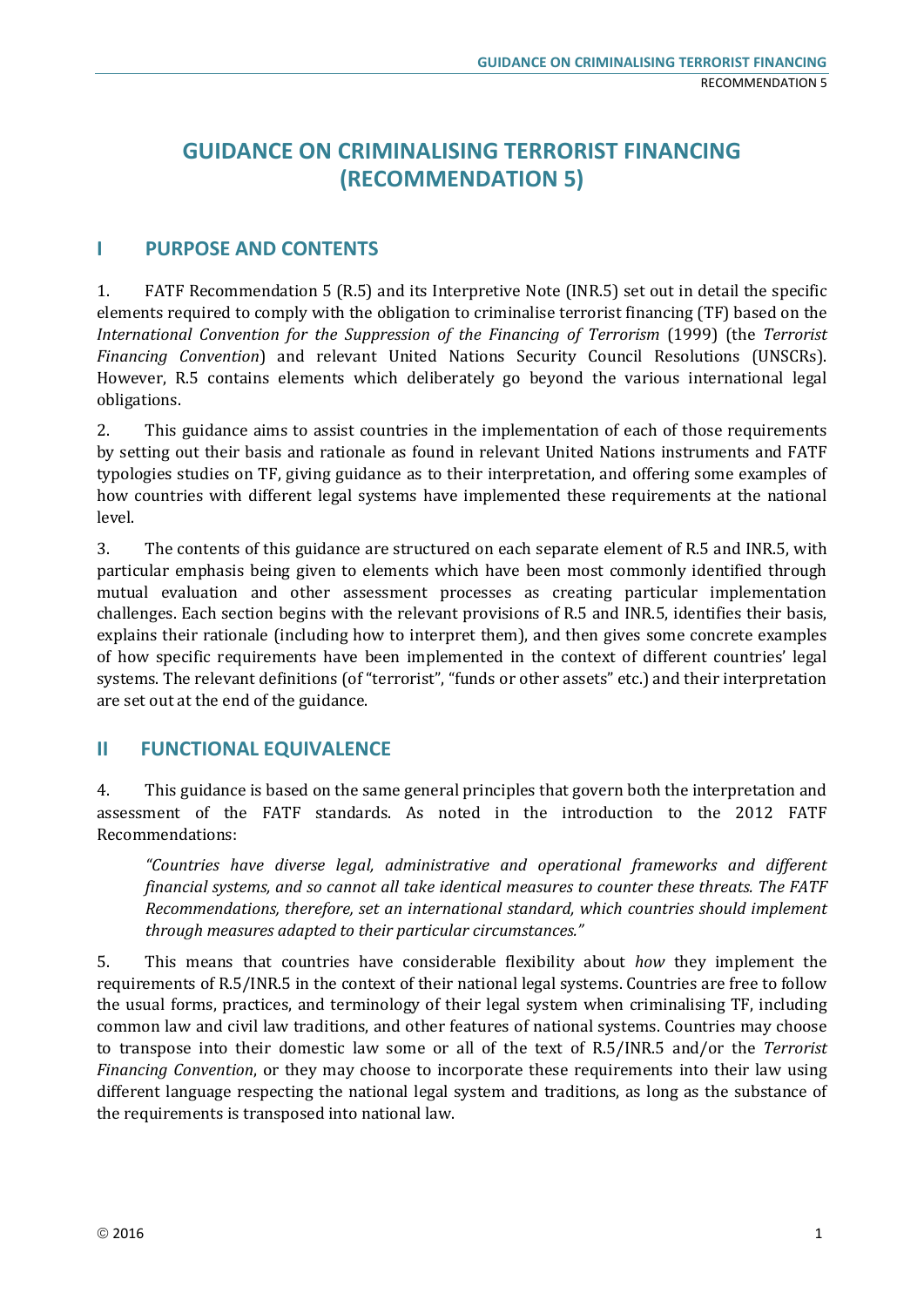# GUIDANCE ON CRIMINALISING TERRORIST FINANCING (RECOMMENDATION 5)

## I PURPOSE AND CONTENTS

1. FATF Recommendation 5 (R.5) and its Interpretive Note (INR.5) set out in detail the specific elements required to comply with the obligation to criminalise terrorist financing (TF) based on the *International Convention for the Suppression of the Financing of Terrorism* (1999) (the *Terrorist Financing Convention*) and relevant United Nations Security Council Resolutions (UNSCRs). However, R.5 contains elements which deliberately go beyond the various international legal obligations.

2. This guidance aims to assist countries in the implementation of each of those requirements by setting out their basis and rationale as found in relevant United Nations instruments and FATF typologies studies on TF, giving guidance as to their interpretation, and offering some examples of how countries with different legal systems have implemented these requirements at the national level.

3. The contents of this guidance are structured on each separate element of R.5 and INR.5, with particular emphasis being given to elements which have been most commonly identified through mutual evaluation and other assessment processes as creating particular implementation challenges. Each section begins with the relevant provisions of R.5 and INR.5, identifies their basis, explains their rationale (including how to interpret them), and then gives some concrete examples of how specific requirements have been implemented in the context of different countries' legal systems. The relevant definitions (of "terrorist", "funds or other assets" etc.) and their interpretation are set out at the end of the guidance.

## II FUNCTIONAL EQUIVALENCE

4. This guidance is based on the same general principles that govern both the interpretation and assessment of the FATF standards. As noted in the introduction to the 2012 FATF Recommendations:

> *"Countries have diverse legal, administrative and operational frameworks and different financial systems, and so cannot all take identical measures to counter these threats. The FATF Recommendations, therefore, set an international standard, which countries should implement through measures adapted to their particular circumstances."*

5. This means that countries have considerable flexibility about *how* they implement the requirements of R.5/INR.5 in the context of their national legal systems. Countries are free to follow the usual forms, practices, and terminology of their legal system when criminalising TF, including common law and civil law traditions, and other features of national systems. Countries may choose to transpose into their domestic law some or all of the text of R.5/INR.5 and/or the *Terrorist Financing Convention*, or they may choose to incorporate these requirements into their law using different language respecting the national legal system and traditions, as long as the substance of the requirements is transposed into national law.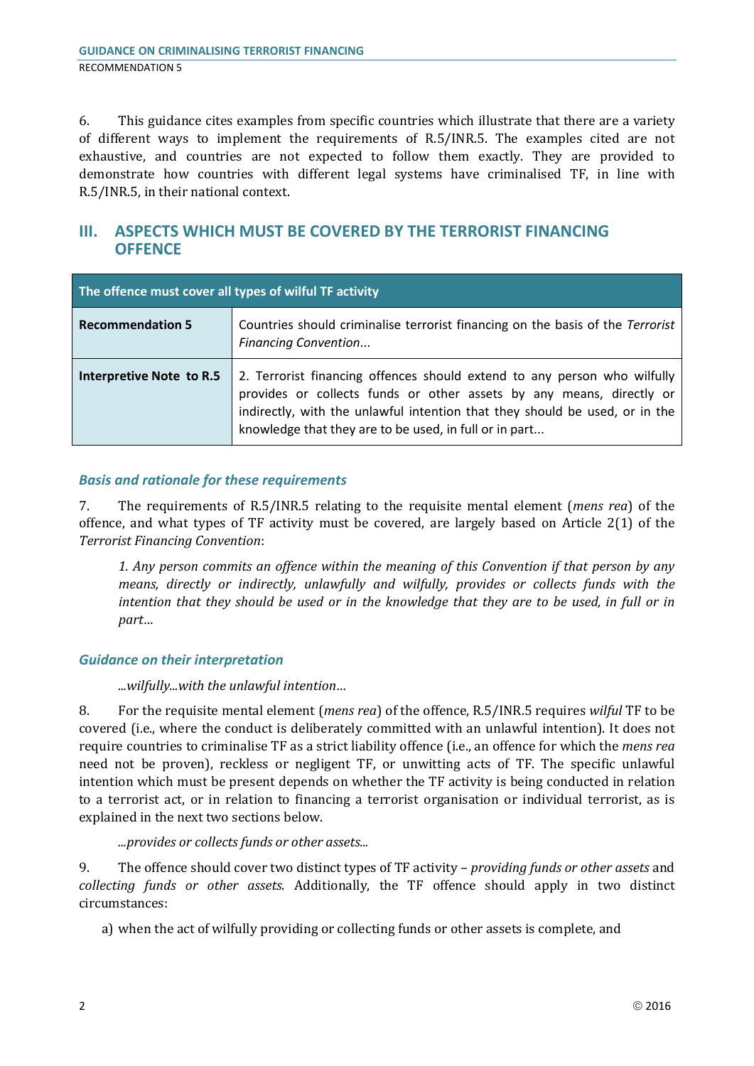6. This guidance cites examples from specific countries which illustrate that there are a variety of different ways to implement the requirements of R.5/INR.5. The examples cited are not exhaustive, and countries are not expected to follow them exactly. They are provided to demonstrate how countries with different legal systems have criminalised TF, in line with R.5/INR.5, in their national context.

## III. ASPECTS WHICH MUST BE COVERED BY THE TERRORIST FINANCING OFFENCE

| The offence must cover all types of wilful TF activity | |
|---|---|
| **Recommendation 5** | Countries should criminalise terrorist financing on the basis of the *Terrorist Financing Convention*... |
| **Interpretive Note to R.5** | 2. Terrorist financing offences should extend to any person who wilfully provides or collects funds or other assets by any means, directly or indirectly, with the unlawful intention that they should be used, or in the knowledge that they are to be used, in full or in part... |

### *Basis and rationale for these requirements*

7. The requirements of R.5/INR.5 relating to the requisite mental element (*mens rea*) of the offence, and what types of TF activity must be covered, are largely based on Article 2(1) of the *Terrorist Financing Convention*:

> *1. Any person commits an offence within the meaning of this Convention if that person by any means, directly or indirectly, unlawfully and wilfully, provides or collects funds with the intention that they should be used or in the knowledge that they are to be used, in full or in part…*

### *Guidance on their interpretation*

*...wilfully...with the unlawful intention…*

8. For the requisite mental element (*mens rea*) of the offence, R.5/INR.5 requires *wilful* TF to be covered (i.e., where the conduct is deliberately committed with an unlawful intention). It does not require countries to criminalise TF as a strict liability offence (i.e., an offence for which the *mens rea* need not be proven), reckless or negligent TF, or unwitting acts of TF. The specific unlawful intention which must be present depends on whether the TF activity is being conducted in relation to a terrorist act, or in relation to financing a terrorist organisation or individual terrorist, as is explained in the next two sections below.

*...provides or collects funds or other assets...*

9. The offence should cover two distinct types of TF activity – *providing funds or other assets* and *collecting funds or other assets*. Additionally, the TF offence should apply in two distinct circumstances:

a) when the act of wilfully providing or collecting funds or other assets is complete, and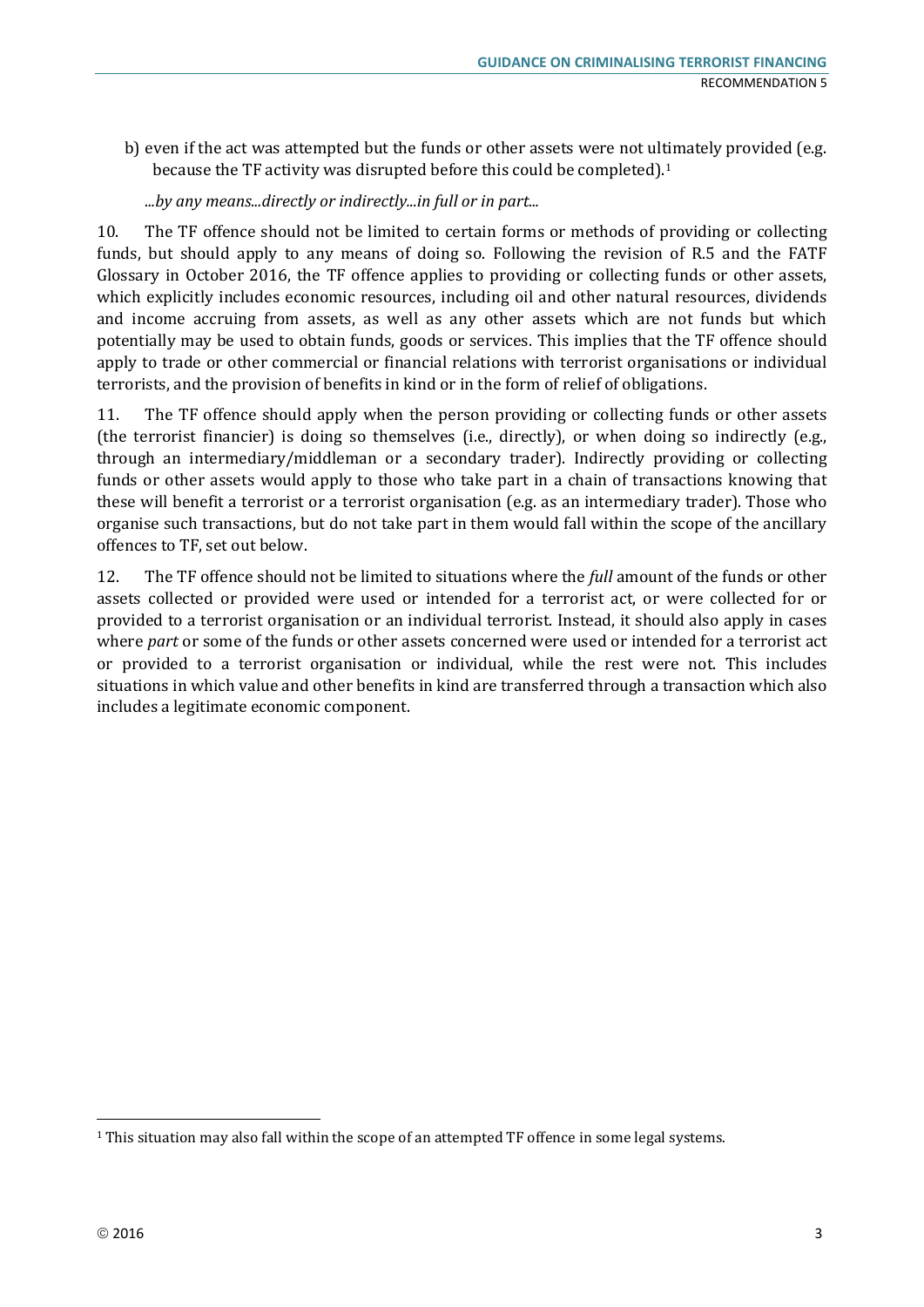b) even if the act was attempted but the funds or other assets were not ultimately provided (e.g. because the TF activity was disrupted before this could be completed).[1]

*...by any means...directly or indirectly...in full or in part...*

10. The TF offence should not be limited to certain forms or methods of providing or collecting funds, but should apply to any means of doing so. Following the revision of R.5 and the FATF Glossary in October 2016, the TF offence applies to providing or collecting funds or other assets, which explicitly includes economic resources, including oil and other natural resources, dividends and income accruing from assets, as well as any other assets which are not funds but which potentially may be used to obtain funds, goods or services. This implies that the TF offence should apply to trade or other commercial or financial relations with terrorist organisations or individual terrorists, and the provision of benefits in kind or in the form of relief of obligations.

11. The TF offence should apply when the person providing or collecting funds or other assets (the terrorist financier) is doing so themselves (i.e., directly), or when doing so indirectly (e.g., through an intermediary/middleman or a secondary trader). Indirectly providing or collecting funds or other assets would apply to those who take part in a chain of transactions knowing that these will benefit a terrorist or a terrorist organisation (e.g. as an intermediary trader). Those who organise such transactions, but do not take part in them would fall within the scope of the ancillary offences to TF, set out below.

12. The TF offence should not be limited to situations where the *full* amount of the funds or other assets collected or provided were used or intended for a terrorist act, or were collected for or provided to a terrorist organisation or an individual terrorist. Instead, it should also apply in cases where *part* or some of the funds or other assets concerned were used or intended for a terrorist act or provided to a terrorist organisation or individual, while the rest were not. This includes situations in which value and other benefits in kind are transferred through a transaction which also includes a legitimate economic component.

[1] This situation may also fall within the scope of an attempted TF offence in some legal systems.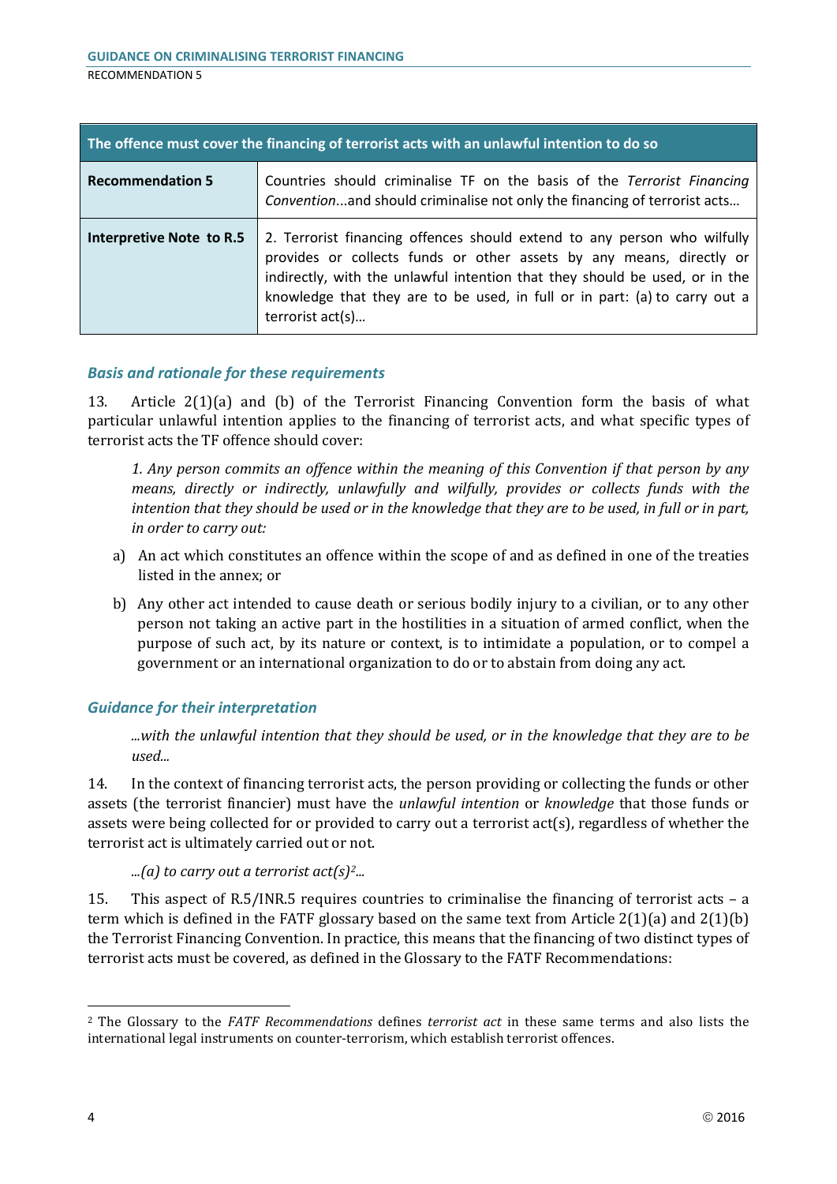| The offence must cover the financing of terrorist acts with an unlawful intention to do so | |
|---|---|
| **Recommendation 5** | Countries should criminalise TF on the basis of the *Terrorist Financing Convention*...and should criminalise not only the financing of terrorist acts… |
| **Interpretive Note to R.5** | 2. Terrorist financing offences should extend to any person who wilfully provides or collects funds or other assets by any means, directly or indirectly, with the unlawful intention that they should be used, or in the knowledge that they are to be used, in full or in part: (a) to carry out a terrorist act(s)… |

### *Basis and rationale for these requirements*

13. Article 2(1)(a) and (b) of the Terrorist Financing Convention form the basis of what particular unlawful intention applies to the financing of terrorist acts, and what specific types of terrorist acts the TF offence should cover:

> *1. Any person commits an offence within the meaning of this Convention if that person by any means, directly or indirectly, unlawfully and wilfully, provides or collects funds with the intention that they should be used or in the knowledge that they are to be used, in full or in part, in order to carry out:*

a) An act which constitutes an offence within the scope of and as defined in one of the treaties listed in the annex; or

b) Any other act intended to cause death or serious bodily injury to a civilian, or to any other person not taking an active part in the hostilities in a situation of armed conflict, when the purpose of such act, by its nature or context, is to intimidate a population, or to compel a government or an international organization to do or to abstain from doing any act.

### *Guidance for their interpretation*

> *...with the unlawful intention that they should be used, or in the knowledge that they are to be used...*

14. In the context of financing terrorist acts, the person providing or collecting the funds or other assets (the terrorist financier) must have the *unlawful intention* or *knowledge* that those funds or assets were being collected for or provided to carry out a terrorist act(s), regardless of whether the terrorist act is ultimately carried out or not.

> *...(a) to carry out a terrorist act(s)*[2]*...*

15. This aspect of R.5/INR.5 requires countries to criminalise the financing of terrorist acts – a term which is defined in the FATF glossary based on the same text from Article 2(1)(a) and 2(1)(b) the Terrorist Financing Convention. In practice, this means that the financing of two distinct types of terrorist acts must be covered, as defined in the Glossary to the FATF Recommendations:

---

[2] The Glossary to the *FATF Recommendations* defines *terrorist act* in these same terms and also lists the international legal instruments on counter-terrorism, which establish terrorist offences.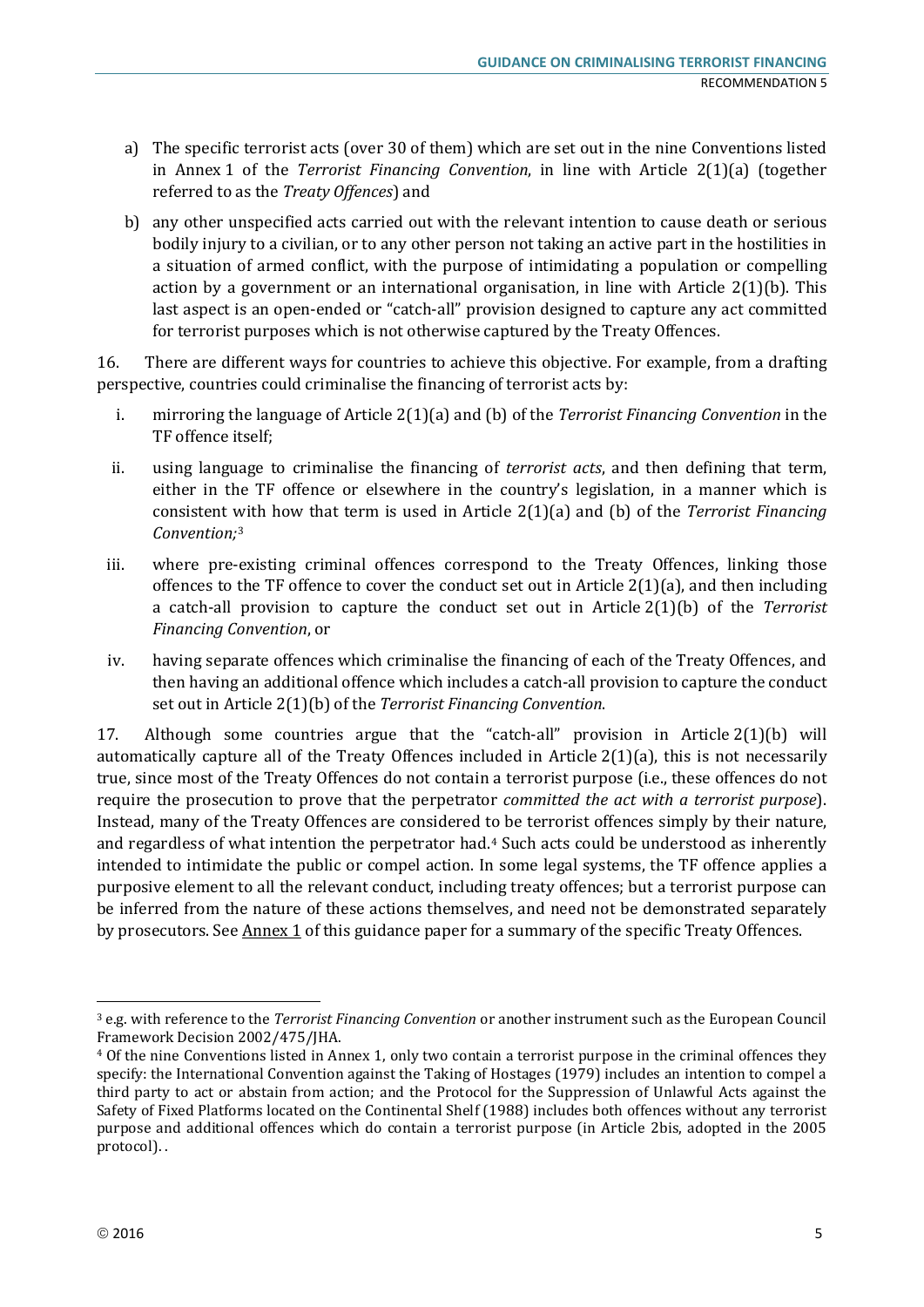a) The specific terrorist acts (over 30 of them) which are set out in the nine Conventions listed in Annex 1 of the *Terrorist Financing Convention*, in line with Article 2(1)(a) (together referred to as the *Treaty Offences*) and

b) any other unspecified acts carried out with the relevant intention to cause death or serious bodily injury to a civilian, or to any other person not taking an active part in the hostilities in a situation of armed conflict, with the purpose of intimidating a population or compelling action by a government or an international organisation, in line with Article 2(1)(b). This last aspect is an open-ended or "catch-all" provision designed to capture any act committed for terrorist purposes which is not otherwise captured by the Treaty Offences.

16. There are different ways for countries to achieve this objective. For example, from a drafting perspective, countries could criminalise the financing of terrorist acts by:

i. mirroring the language of Article 2(1)(a) and (b) of the *Terrorist Financing Convention* in the TF offence itself;

ii. using language to criminalise the financing of *terrorist acts*, and then defining that term, either in the TF offence or elsewhere in the country's legislation, in a manner which is consistent with how that term is used in Article 2(1)(a) and (b) of the *Terrorist Financing Convention;*[3]

iii. where pre-existing criminal offences correspond to the Treaty Offences, linking those offences to the TF offence to cover the conduct set out in Article 2(1)(a), and then including a catch-all provision to capture the conduct set out in Article 2(1)(b) of the *Terrorist Financing Convention*, or

iv. having separate offences which criminalise the financing of each of the Treaty Offences, and then having an additional offence which includes a catch-all provision to capture the conduct set out in Article 2(1)(b) of the *Terrorist Financing Convention*.

17. Although some countries argue that the "catch-all" provision in Article 2(1)(b) will automatically capture all of the Treaty Offences included in Article 2(1)(a), this is not necessarily true, since most of the Treaty Offences do not contain a terrorist purpose (i.e., these offences do not require the prosecution to prove that the perpetrator *committed the act with a terrorist purpose*). Instead, many of the Treaty Offences are considered to be terrorist offences simply by their nature, and regardless of what intention the perpetrator had.[4] Such acts could be understood as inherently intended to intimidate the public or compel action. In some legal systems, the TF offence applies a purposive element to all the relevant conduct, including treaty offences; but a terrorist purpose can be inferred from the nature of these actions themselves, and need not be demonstrated separately by prosecutors. See Annex 1 of this guidance paper for a summary of the specific Treaty Offences.

---

[3] e.g. with reference to the *Terrorist Financing Convention* or another instrument such as the European Council Framework Decision 2002/475/JHA.

[4] Of the nine Conventions listed in Annex 1, only two contain a terrorist purpose in the criminal offences they specify: the International Convention against the Taking of Hostages (1979) includes an intention to compel a third party to act or abstain from action; and the Protocol for the Suppression of Unlawful Acts against the Safety of Fixed Platforms located on the Continental Shelf (1988) includes both offences without any terrorist purpose and additional offences which do contain a terrorist purpose (in Article 2bis, adopted in the 2005 protocol). .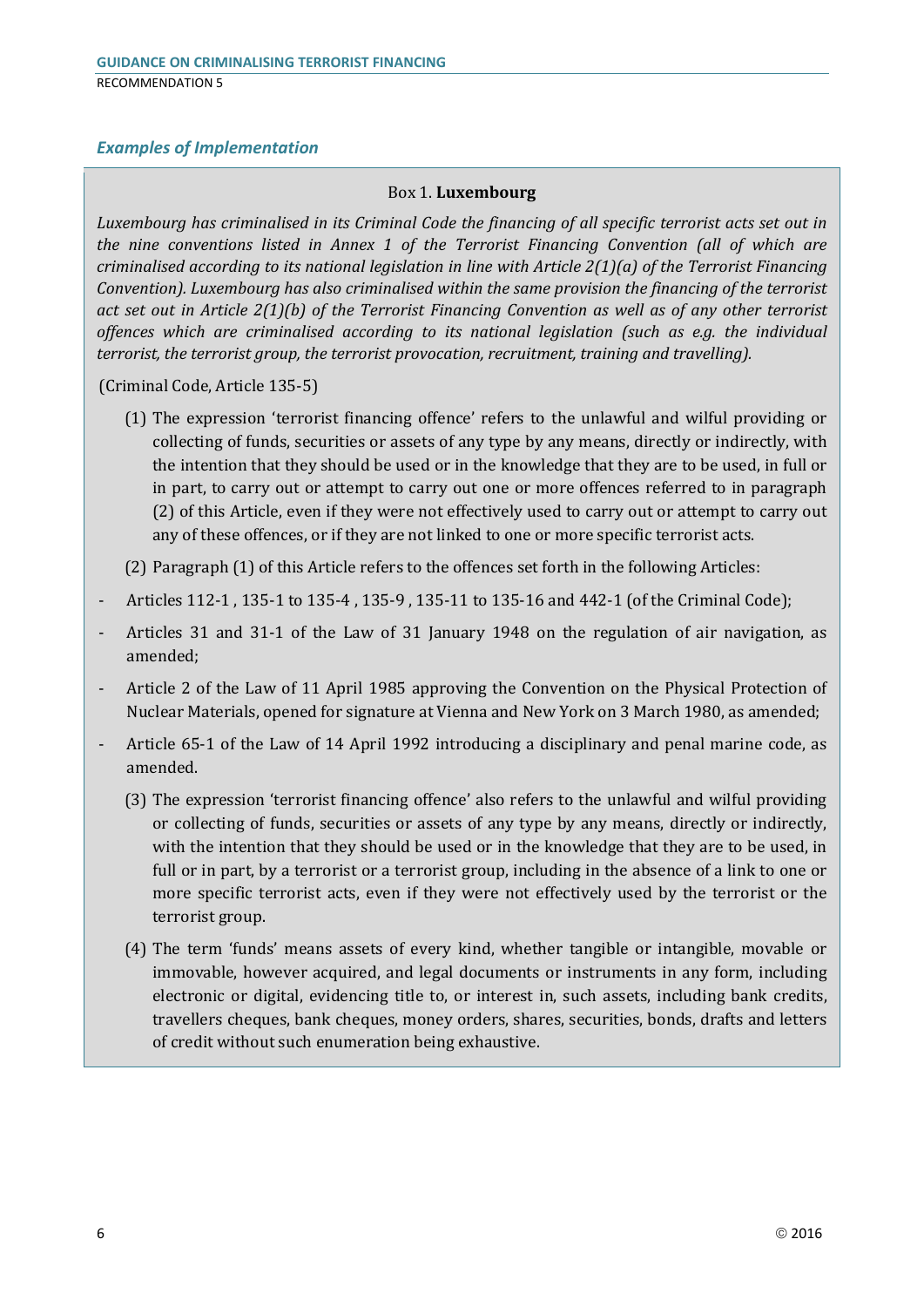### *Examples of Implementation*

**Box 1. Luxembourg**

*Luxembourg has criminalised in its Criminal Code the financing of all specific terrorist acts set out in the nine conventions listed in Annex 1 of the Terrorist Financing Convention (all of which are criminalised according to its national legislation in line with Article 2(1)(a) of the Terrorist Financing Convention). Luxembourg has also criminalised within the same provision the financing of the terrorist act set out in Article 2(1)(b) of the Terrorist Financing Convention as well as of any other terrorist offences which are criminalised according to its national legislation (such as e.g. the individual terrorist, the terrorist group, the terrorist provocation, recruitment, training and travelling).*

(Criminal Code, Article 135-5)

(1) The expression 'terrorist financing offence' refers to the unlawful and wilful providing or collecting of funds, securities or assets of any type by any means, directly or indirectly, with the intention that they should be used or in the knowledge that they are to be used, in full or in part, to carry out or attempt to carry out one or more offences referred to in paragraph (2) of this Article, even if they were not effectively used to carry out or attempt to carry out any of these offences, or if they are not linked to one or more specific terrorist acts.

(2) Paragraph (1) of this Article refers to the offences set forth in the following Articles:

- Articles 112-1 , 135-1 to 135-4 , 135-9 , 135-11 to 135-16 and 442-1 (of the Criminal Code);
- Articles 31 and 31-1 of the Law of 31 January 1948 on the regulation of air navigation, as amended;
- Article 2 of the Law of 11 April 1985 approving the Convention on the Physical Protection of Nuclear Materials, opened for signature at Vienna and New York on 3 March 1980, as amended;
- Article 65-1 of the Law of 14 April 1992 introducing a disciplinary and penal marine code, as amended.

(3) The expression 'terrorist financing offence' also refers to the unlawful and wilful providing or collecting of funds, securities or assets of any type by any means, directly or indirectly, with the intention that they should be used or in the knowledge that they are to be used, in full or in part, by a terrorist or a terrorist group, including in the absence of a link to one or more specific terrorist acts, even if they were not effectively used by the terrorist or the terrorist group.

(4) The term 'funds' means assets of every kind, whether tangible or intangible, movable or immovable, however acquired, and legal documents or instruments in any form, including electronic or digital, evidencing title to, or interest in, such assets, including bank credits, travellers cheques, bank cheques, money orders, shares, securities, bonds, drafts and letters of credit without such enumeration being exhaustive.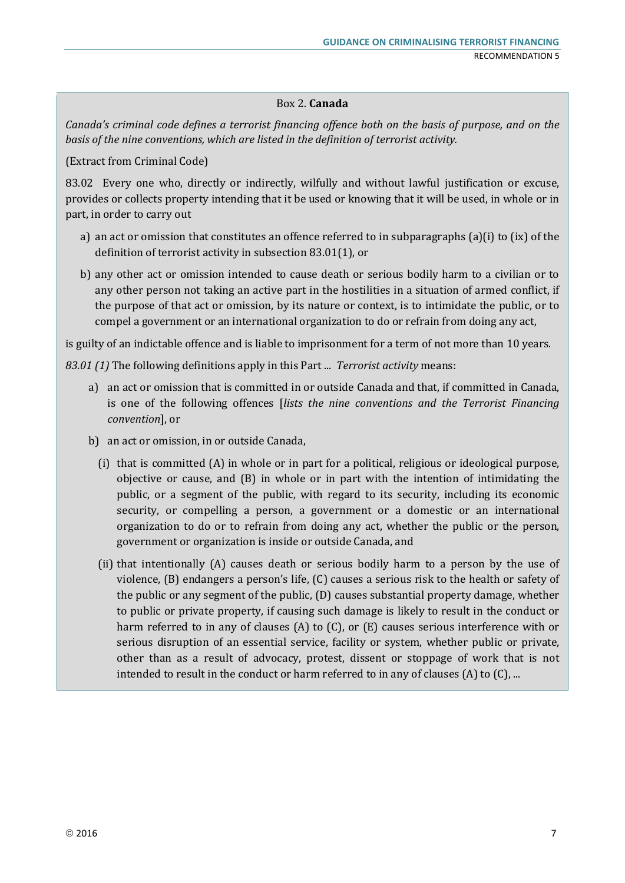Box 2. **Canada**

*Canada's criminal code defines a terrorist financing offence both on the basis of purpose, and on the basis of the nine conventions, which are listed in the definition of terrorist activity.*

(Extract from Criminal Code)

83.02 Every one who, directly or indirectly, wilfully and without lawful justification or excuse, provides or collects property intending that it be used or knowing that it will be used, in whole or in part, in order to carry out

a) an act or omission that constitutes an offence referred to in subparagraphs (a)(i) to (ix) of the definition of terrorist activity in subsection 83.01(1), or

b) any other act or omission intended to cause death or serious bodily harm to a civilian or to any other person not taking an active part in the hostilities in a situation of armed conflict, if the purpose of that act or omission, by its nature or context, is to intimidate the public, or to compel a government or an international organization to do or refrain from doing any act,

is guilty of an indictable offence and is liable to imprisonment for a term of not more than 10 years.

*83.01 (1)* The following definitions apply in this Part ... *Terrorist activity* means:

a) an act or omission that is committed in or outside Canada and that, if committed in Canada, is one of the following offences [*lists the nine conventions and the Terrorist Financing convention*], or

b) an act or omission, in or outside Canada,

   (i) that is committed (A) in whole or in part for a political, religious or ideological purpose, objective or cause, and (B) in whole or in part with the intention of intimidating the public, or a segment of the public, with regard to its security, including its economic security, or compelling a person, a government or a domestic or an international organization to do or to refrain from doing any act, whether the public or the person, government or organization is inside or outside Canada, and

   (ii) that intentionally (A) causes death or serious bodily harm to a person by the use of violence, (B) endangers a person's life, (C) causes a serious risk to the health or safety of the public or any segment of the public, (D) causes substantial property damage, whether to public or private property, if causing such damage is likely to result in the conduct or harm referred to in any of clauses (A) to (C), or (E) causes serious interference with or serious disruption of an essential service, facility or system, whether public or private, other than as a result of advocacy, protest, dissent or stoppage of work that is not intended to result in the conduct or harm referred to in any of clauses (A) to (C), ...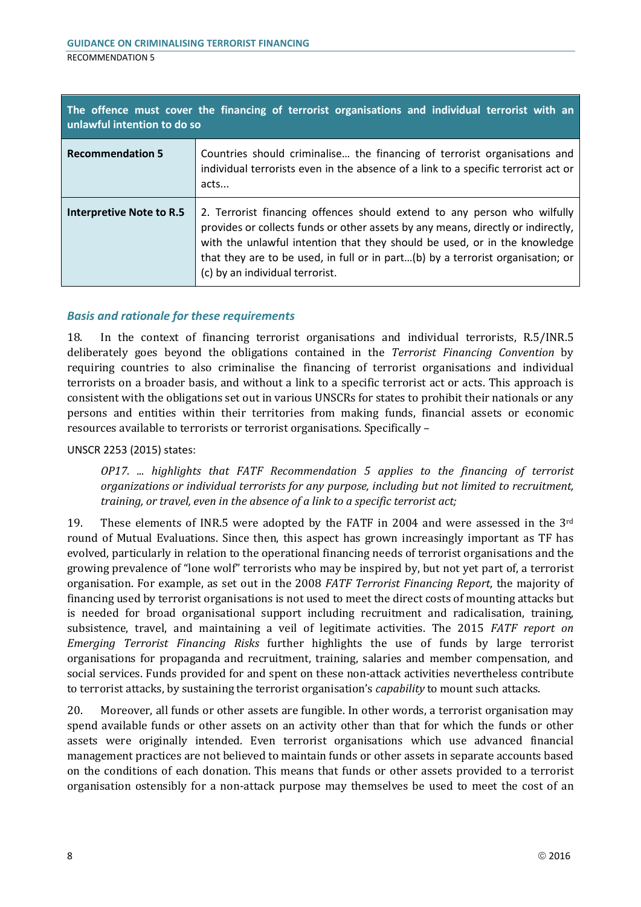| The offence must cover the financing of terrorist organisations and individual terrorist with an unlawful intention to do so | |
|---|---|
| **Recommendation 5** | Countries should criminalise… the financing of terrorist organisations and individual terrorists even in the absence of a link to a specific terrorist act or acts... |
| **Interpretive Note to R.5** | 2. Terrorist financing offences should extend to any person who wilfully provides or collects funds or other assets by any means, directly or indirectly, with the unlawful intention that they should be used, or in the knowledge that they are to be used, in full or in part…(b) by a terrorist organisation; or (c) by an individual terrorist. |

### *Basis and rationale for these requirements*

18. In the context of financing terrorist organisations and individual terrorists, R.5/INR.5 deliberately goes beyond the obligations contained in the *Terrorist Financing Convention* by requiring countries to also criminalise the financing of terrorist organisations and individual terrorists on a broader basis, and without a link to a specific terrorist act or acts. This approach is consistent with the obligations set out in various UNSCRs for states to prohibit their nationals or any persons and entities within their territories from making funds, financial assets or economic resources available to terrorists or terrorist organisations. Specifically –

UNSCR 2253 (2015) states:

> *OP17. ... highlights that FATF Recommendation 5 applies to the financing of terrorist organizations or individual terrorists for any purpose, including but not limited to recruitment, training, or travel, even in the absence of a link to a specific terrorist act;*

19. These elements of INR.5 were adopted by the FATF in 2004 and were assessed in the 3rd round of Mutual Evaluations. Since then, this aspect has grown increasingly important as TF has evolved, particularly in relation to the operational financing needs of terrorist organisations and the growing prevalence of "lone wolf" terrorists who may be inspired by, but not yet part of, a terrorist organisation. For example, as set out in the 2008 *FATF Terrorist Financing Report*, the majority of financing used by terrorist organisations is not used to meet the direct costs of mounting attacks but is needed for broad organisational support including recruitment and radicalisation, training, subsistence, travel, and maintaining a veil of legitimate activities. The 2015 *FATF report on Emerging Terrorist Financing Risks* further highlights the use of funds by large terrorist organisations for propaganda and recruitment, training, salaries and member compensation, and social services. Funds provided for and spent on these non-attack activities nevertheless contribute to terrorist attacks, by sustaining the terrorist organisation's *capability* to mount such attacks.

20. Moreover, all funds or other assets are fungible. In other words, a terrorist organisation may spend available funds or other assets on an activity other than that for which the funds or other assets were originally intended. Even terrorist organisations which use advanced financial management practices are not believed to maintain funds or other assets in separate accounts based on the conditions of each donation. This means that funds or other assets provided to a terrorist organisation ostensibly for a non-attack purpose may themselves be used to meet the cost of an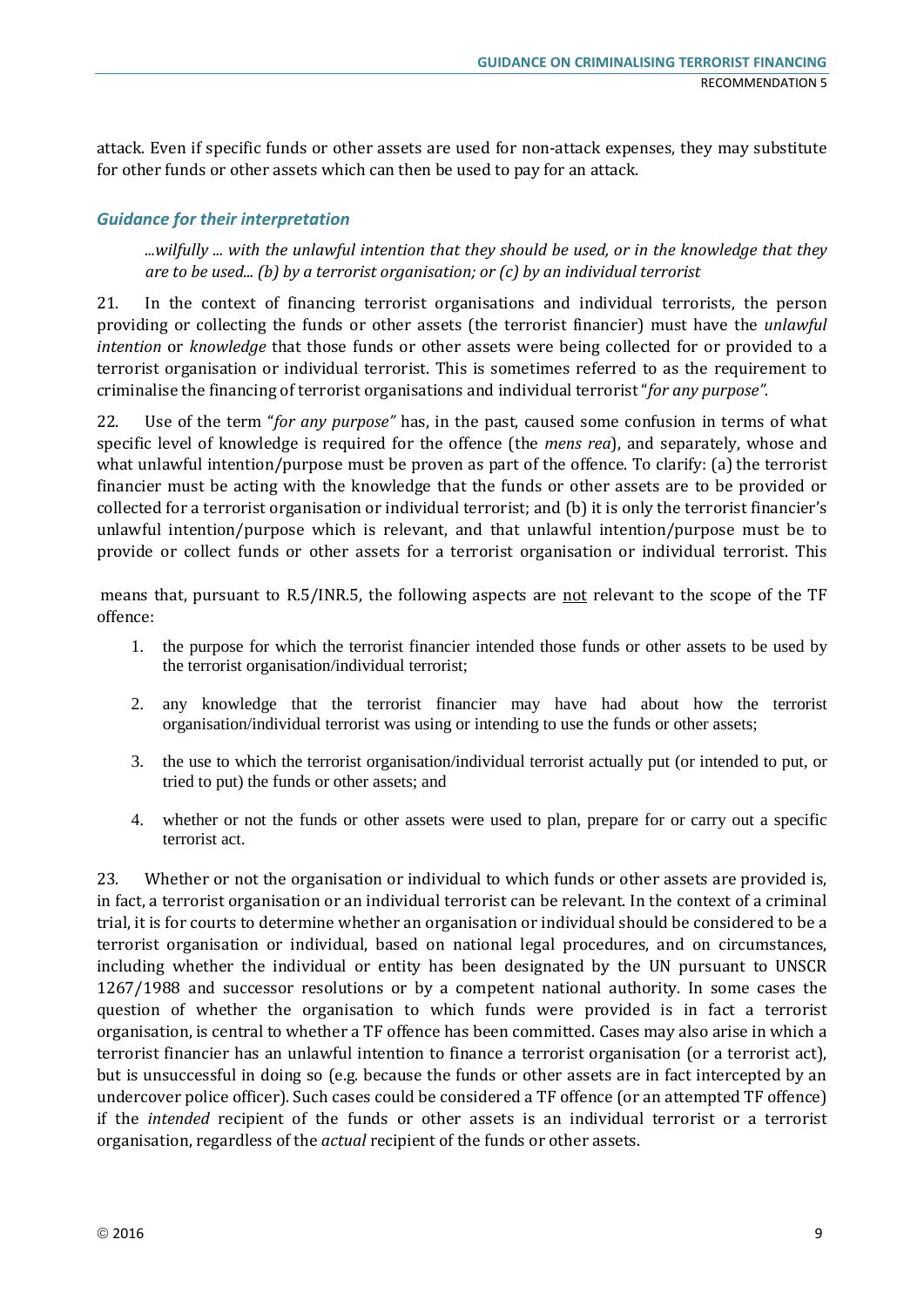attack. Even if specific funds or other assets are used for non-attack expenses, they may substitute for other funds or other assets which can then be used to pay for an attack.

### *Guidance for their interpretation*

> *...wilfully ... with the unlawful intention that they should be used, or in the knowledge that they are to be used... (b) by a terrorist organisation; or (c) by an individual terrorist*

21. In the context of financing terrorist organisations and individual terrorists, the person providing or collecting the funds or other assets (the terrorist financier) must have the *unlawful intention* or *knowledge* that those funds or other assets were being collected for or provided to a terrorist organisation or individual terrorist. This is sometimes referred to as the requirement to criminalise the financing of terrorist organisations and individual terrorist "*for any purpose".*

22. Use of the term "*for any purpose"* has, in the past, caused some confusion in terms of what specific level of knowledge is required for the offence (the *mens rea*), and separately, whose and what unlawful intention/purpose must be proven as part of the offence. To clarify: (a) the terrorist financier must be acting with the knowledge that the funds or other assets are to be provided or collected for a terrorist organisation or individual terrorist; and (b) it is only the terrorist financier's unlawful intention/purpose which is relevant, and that unlawful intention/purpose must be to provide or collect funds or other assets for a terrorist organisation or individual terrorist. This means that, pursuant to R.5/INR.5, the following aspects are not relevant to the scope of the TF offence:

1. the purpose for which the terrorist financier intended those funds or other assets to be used by the terrorist organisation/individual terrorist;
2. any knowledge that the terrorist financier may have had about how the terrorist organisation/individual terrorist was using or intending to use the funds or other assets;
3. the use to which the terrorist organisation/individual terrorist actually put (or intended to put, or tried to put) the funds or other assets; and
4. whether or not the funds or other assets were used to plan, prepare for or carry out a specific terrorist act.

23. Whether or not the organisation or individual to which funds or other assets are provided is, in fact, a terrorist organisation or an individual terrorist can be relevant. In the context of a criminal trial, it is for courts to determine whether an organisation or individual should be considered to be a terrorist organisation or individual, based on national legal procedures, and on circumstances, including whether the individual or entity has been designated by the UN pursuant to UNSCR 1267/1988 and successor resolutions or by a competent national authority. In some cases the question of whether the organisation to which funds were provided is in fact a terrorist organisation, is central to whether a TF offence has been committed. Cases may also arise in which a terrorist financier has an unlawful intention to finance a terrorist organisation (or a terrorist act), but is unsuccessful in doing so (e.g. because the funds or other assets are in fact intercepted by an undercover police officer). Such cases could be considered a TF offence (or an attempted TF offence) if the *intended* recipient of the funds or other assets is an individual terrorist or a terrorist organisation, regardless of the *actual* recipient of the funds or other assets.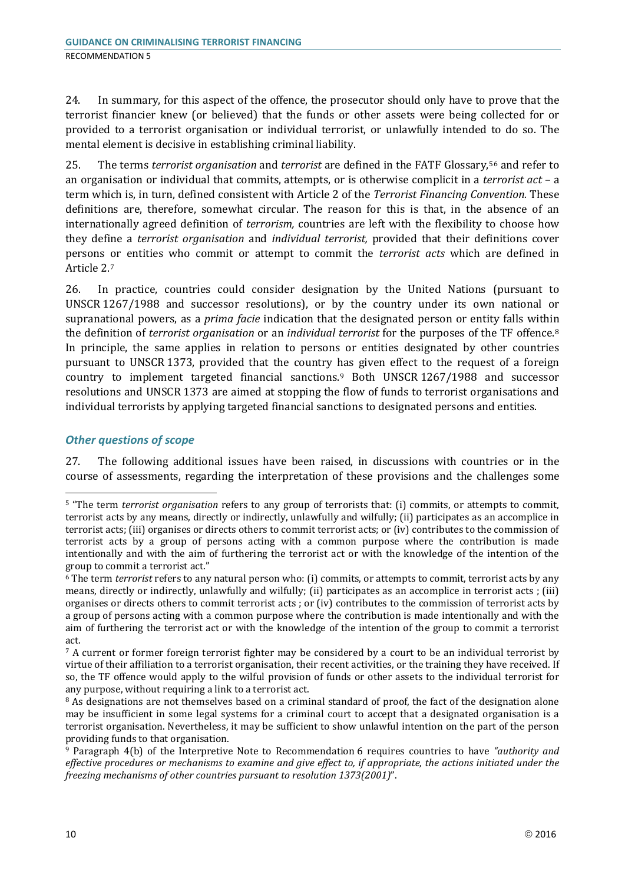24. In summary, for this aspect of the offence, the prosecutor should only have to prove that the terrorist financier knew (or believed) that the funds or other assets were being collected for or provided to a terrorist organisation or individual terrorist, or unlawfully intended to do so. The mental element is decisive in establishing criminal liability.

25. The terms *terrorist organisation* and *terrorist* are defined in the FATF Glossary,[5 6] and refer to an organisation or individual that commits, attempts, or is otherwise complicit in a *terrorist act* – a term which is, in turn, defined consistent with Article 2 of the *Terrorist Financing Convention.* These definitions are, therefore, somewhat circular. The reason for this is that, in the absence of an internationally agreed definition of *terrorism,* countries are left with the flexibility to choose how they define a *terrorist organisation* and *individual terrorist,* provided that their definitions cover persons or entities who commit or attempt to commit the *terrorist acts* which are defined in Article 2.[7]

26. In practice, countries could consider designation by the United Nations (pursuant to UNSCR 1267/1988 and successor resolutions), or by the country under its own national or supranational powers, as a *prima facie* indication that the designated person or entity falls within the definition of *terrorist organisation* or an *individual terrorist* for the purposes of the TF offence.[8] In principle, the same applies in relation to persons or entities designated by other countries pursuant to UNSCR 1373, provided that the country has given effect to the request of a foreign country to implement targeted financial sanctions.[9] Both UNSCR 1267/1988 and successor resolutions and UNSCR 1373 are aimed at stopping the flow of funds to terrorist organisations and individual terrorists by applying targeted financial sanctions to designated persons and entities.

### *Other questions of scope*

27. The following additional issues have been raised, in discussions with countries or in the course of assessments, regarding the interpretation of these provisions and the challenges some

---

[5] "The term *terrorist organisation* refers to any group of terrorists that: (i) commits, or attempts to commit, terrorist acts by any means, directly or indirectly, unlawfully and wilfully; (ii) participates as an accomplice in terrorist acts; (iii) organises or directs others to commit terrorist acts; or (iv) contributes to the commission of terrorist acts by a group of persons acting with a common purpose where the contribution is made intentionally and with the aim of furthering the terrorist act or with the knowledge of the intention of the group to commit a terrorist act."

[6] The term *terrorist* refers to any natural person who: (i) commits, or attempts to commit, terrorist acts by any means, directly or indirectly, unlawfully and wilfully; (ii) participates as an accomplice in terrorist acts ; (iii) organises or directs others to commit terrorist acts ; or (iv) contributes to the commission of terrorist acts by a group of persons acting with a common purpose where the contribution is made intentionally and with the aim of furthering the terrorist act or with the knowledge of the intention of the group to commit a terrorist act.

[7] A current or former foreign terrorist fighter may be considered by a court to be an individual terrorist by virtue of their affiliation to a terrorist organisation, their recent activities, or the training they have received. If so, the TF offence would apply to the wilful provision of funds or other assets to the individual terrorist for any purpose, without requiring a link to a terrorist act.

[8] As designations are not themselves based on a criminal standard of proof, the fact of the designation alone may be insufficient in some legal systems for a criminal court to accept that a designated organisation is a terrorist organisation. Nevertheless, it may be sufficient to show unlawful intention on the part of the person providing funds to that organisation.

[9] Paragraph 4(b) of the Interpretive Note to Recommendation 6 requires countries to have *"authority and effective procedures or mechanisms to examine and give effect to, if appropriate, the actions initiated under the freezing mechanisms of other countries pursuant to resolution 1373(2001)*".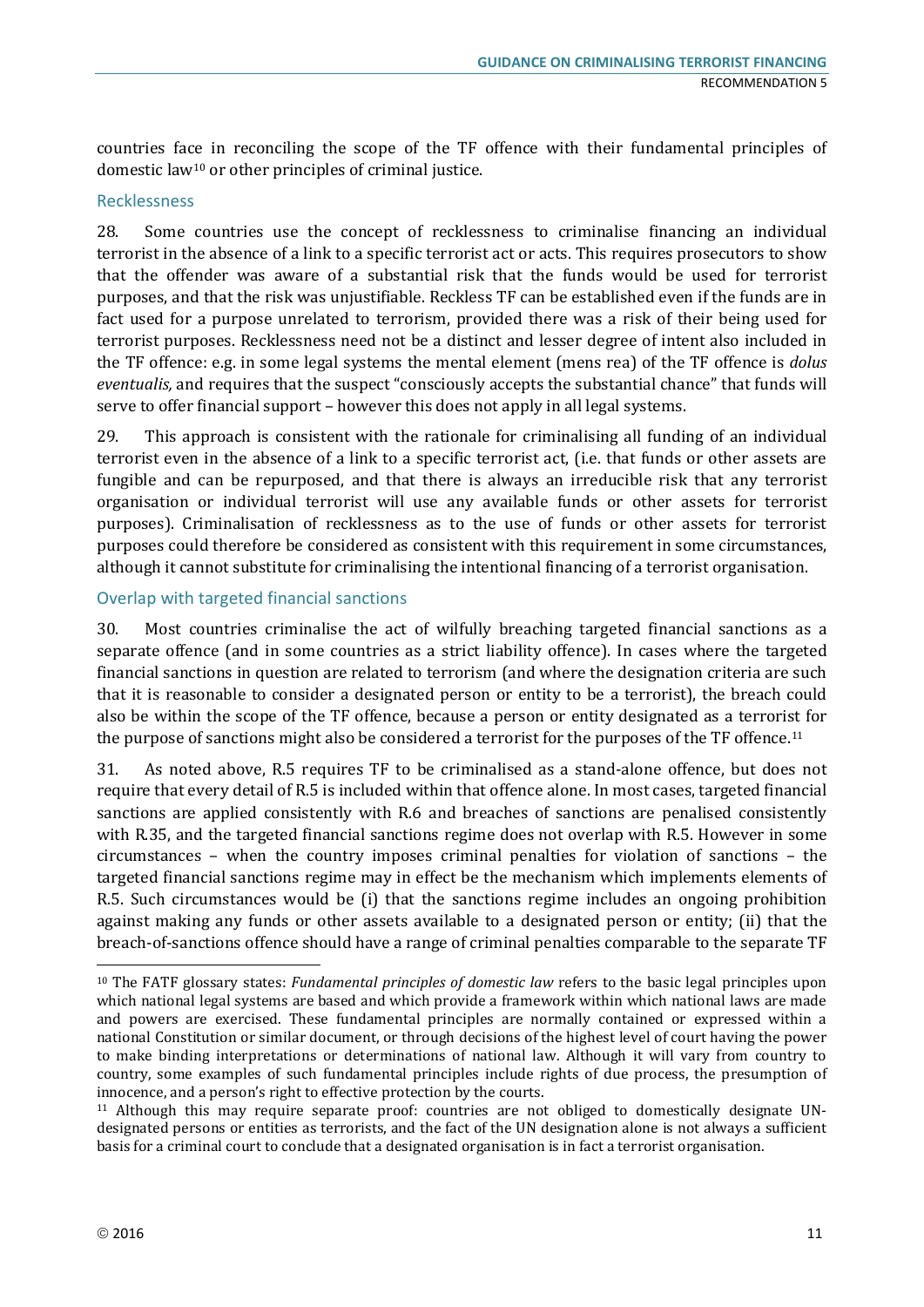countries face in reconciling the scope of the TF offence with their fundamental principles of domestic law[10] or other principles of criminal justice.

### Recklessness

28. Some countries use the concept of recklessness to criminalise financing an individual terrorist in the absence of a link to a specific terrorist act or acts. This requires prosecutors to show that the offender was aware of a substantial risk that the funds would be used for terrorist purposes, and that the risk was unjustifiable. Reckless TF can be established even if the funds are in fact used for a purpose unrelated to terrorism, provided there was a risk of their being used for terrorist purposes. Recklessness need not be a distinct and lesser degree of intent also included in the TF offence: e.g. in some legal systems the mental element (mens rea) of the TF offence is *dolus eventualis,* and requires that the suspect "consciously accepts the substantial chance" that funds will serve to offer financial support – however this does not apply in all legal systems.

29. This approach is consistent with the rationale for criminalising all funding of an individual terrorist even in the absence of a link to a specific terrorist act, (i.e. that funds or other assets are fungible and can be repurposed, and that there is always an irreducible risk that any terrorist organisation or individual terrorist will use any available funds or other assets for terrorist purposes). Criminalisation of recklessness as to the use of funds or other assets for terrorist purposes could therefore be considered as consistent with this requirement in some circumstances, although it cannot substitute for criminalising the intentional financing of a terrorist organisation.

### Overlap with targeted financial sanctions

30. Most countries criminalise the act of wilfully breaching targeted financial sanctions as a separate offence (and in some countries as a strict liability offence). In cases where the targeted financial sanctions in question are related to terrorism (and where the designation criteria are such that it is reasonable to consider a designated person or entity to be a terrorist), the breach could also be within the scope of the TF offence, because a person or entity designated as a terrorist for the purpose of sanctions might also be considered a terrorist for the purposes of the TF offence.[11]

31. As noted above, R.5 requires TF to be criminalised as a stand-alone offence, but does not require that every detail of R.5 is included within that offence alone. In most cases, targeted financial sanctions are applied consistently with R.6 and breaches of sanctions are penalised consistently with R.35, and the targeted financial sanctions regime does not overlap with R.5. However in some circumstances – when the country imposes criminal penalties for violation of sanctions – the targeted financial sanctions regime may in effect be the mechanism which implements elements of R.5. Such circumstances would be (i) that the sanctions regime includes an ongoing prohibition against making any funds or other assets available to a designated person or entity; (ii) that the breach-of-sanctions offence should have a range of criminal penalties comparable to the separate TF

---

[10] The FATF glossary states: *Fundamental principles of domestic law* refers to the basic legal principles upon which national legal systems are based and which provide a framework within which national laws are made and powers are exercised. These fundamental principles are normally contained or expressed within a national Constitution or similar document, or through decisions of the highest level of court having the power to make binding interpretations or determinations of national law. Although it will vary from country to country, some examples of such fundamental principles include rights of due process, the presumption of innocence, and a person's right to effective protection by the courts.

[11] Although this may require separate proof: countries are not obliged to domestically designate UN-designated persons or entities as terrorists, and the fact of the UN designation alone is not always a sufficient basis for a criminal court to conclude that a designated organisation is in fact a terrorist organisation.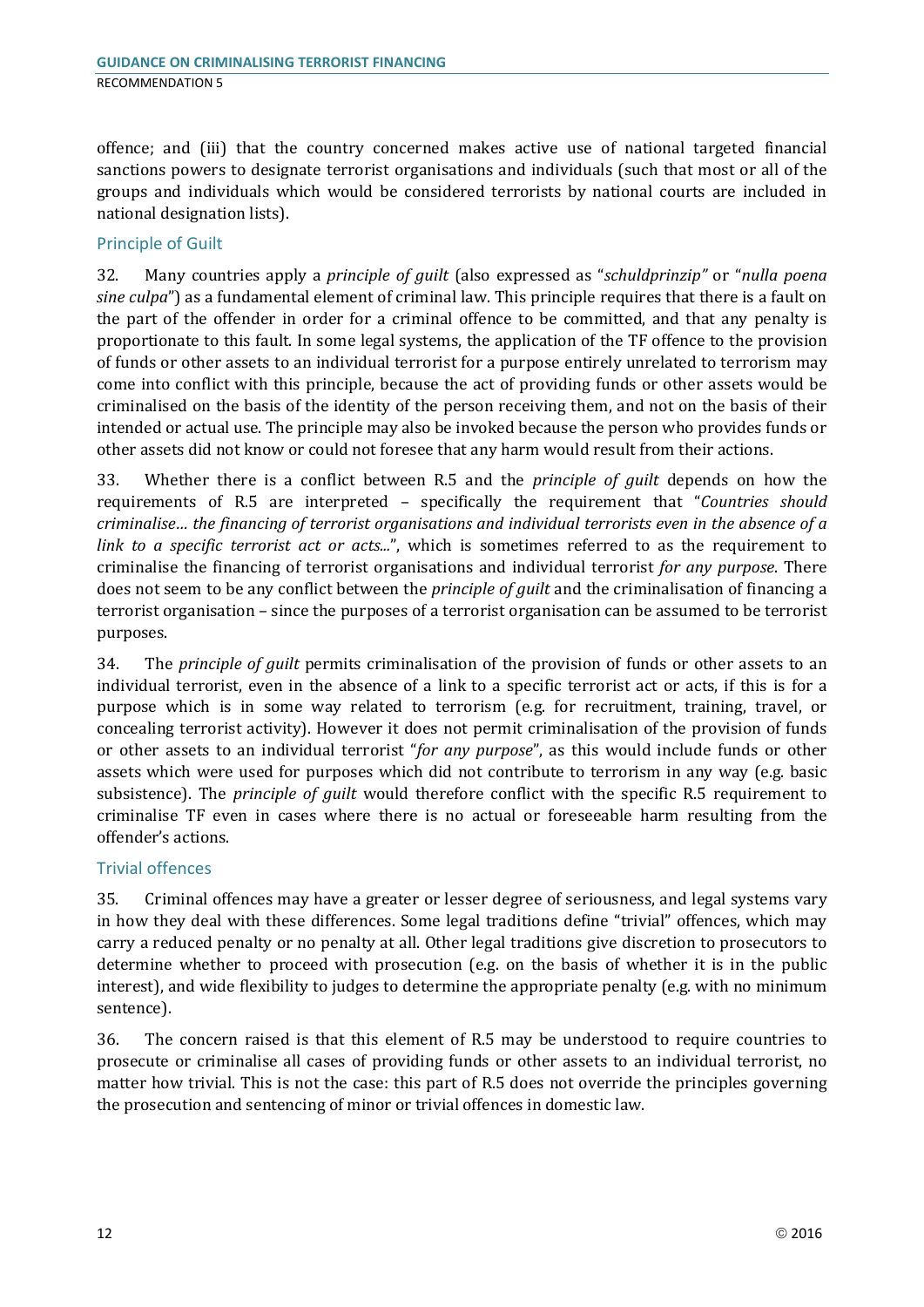offence; and (iii) that the country concerned makes active use of national targeted financial sanctions powers to designate terrorist organisations and individuals (such that most or all of the groups and individuals which would be considered terrorists by national courts are included in national designation lists).

### Principle of Guilt

32. Many countries apply a *principle of guilt* (also expressed as "*schuldprinzip"* or "*nulla poena sine culpa*") as a fundamental element of criminal law. This principle requires that there is a fault on the part of the offender in order for a criminal offence to be committed, and that any penalty is proportionate to this fault. In some legal systems, the application of the TF offence to the provision of funds or other assets to an individual terrorist for a purpose entirely unrelated to terrorism may come into conflict with this principle, because the act of providing funds or other assets would be criminalised on the basis of the identity of the person receiving them, and not on the basis of their intended or actual use. The principle may also be invoked because the person who provides funds or other assets did not know or could not foresee that any harm would result from their actions.

33. Whether there is a conflict between R.5 and the *principle of guilt* depends on how the requirements of R.5 are interpreted – specifically the requirement that "*Countries should criminalise… the financing of terrorist organisations and individual terrorists even in the absence of a link to a specific terrorist act or acts...*", which is sometimes referred to as the requirement to criminalise the financing of terrorist organisations and individual terrorist *for any purpose*. There does not seem to be any conflict between the *principle of guilt* and the criminalisation of financing a terrorist organisation – since the purposes of a terrorist organisation can be assumed to be terrorist purposes.

34. The *principle of guilt* permits criminalisation of the provision of funds or other assets to an individual terrorist, even in the absence of a link to a specific terrorist act or acts, if this is for a purpose which is in some way related to terrorism (e.g. for recruitment, training, travel, or concealing terrorist activity). However it does not permit criminalisation of the provision of funds or other assets to an individual terrorist "*for any purpose*", as this would include funds or other assets which were used for purposes which did not contribute to terrorism in any way (e.g. basic subsistence). The *principle of guilt* would therefore conflict with the specific R.5 requirement to criminalise TF even in cases where there is no actual or foreseeable harm resulting from the offender's actions.

### Trivial offences

35. Criminal offences may have a greater or lesser degree of seriousness, and legal systems vary in how they deal with these differences. Some legal traditions define "trivial" offences, which may carry a reduced penalty or no penalty at all. Other legal traditions give discretion to prosecutors to determine whether to proceed with prosecution (e.g. on the basis of whether it is in the public interest), and wide flexibility to judges to determine the appropriate penalty (e.g. with no minimum sentence).

36. The concern raised is that this element of R.5 may be understood to require countries to prosecute or criminalise all cases of providing funds or other assets to an individual terrorist, no matter how trivial. This is not the case: this part of R.5 does not override the principles governing the prosecution and sentencing of minor or trivial offences in domestic law.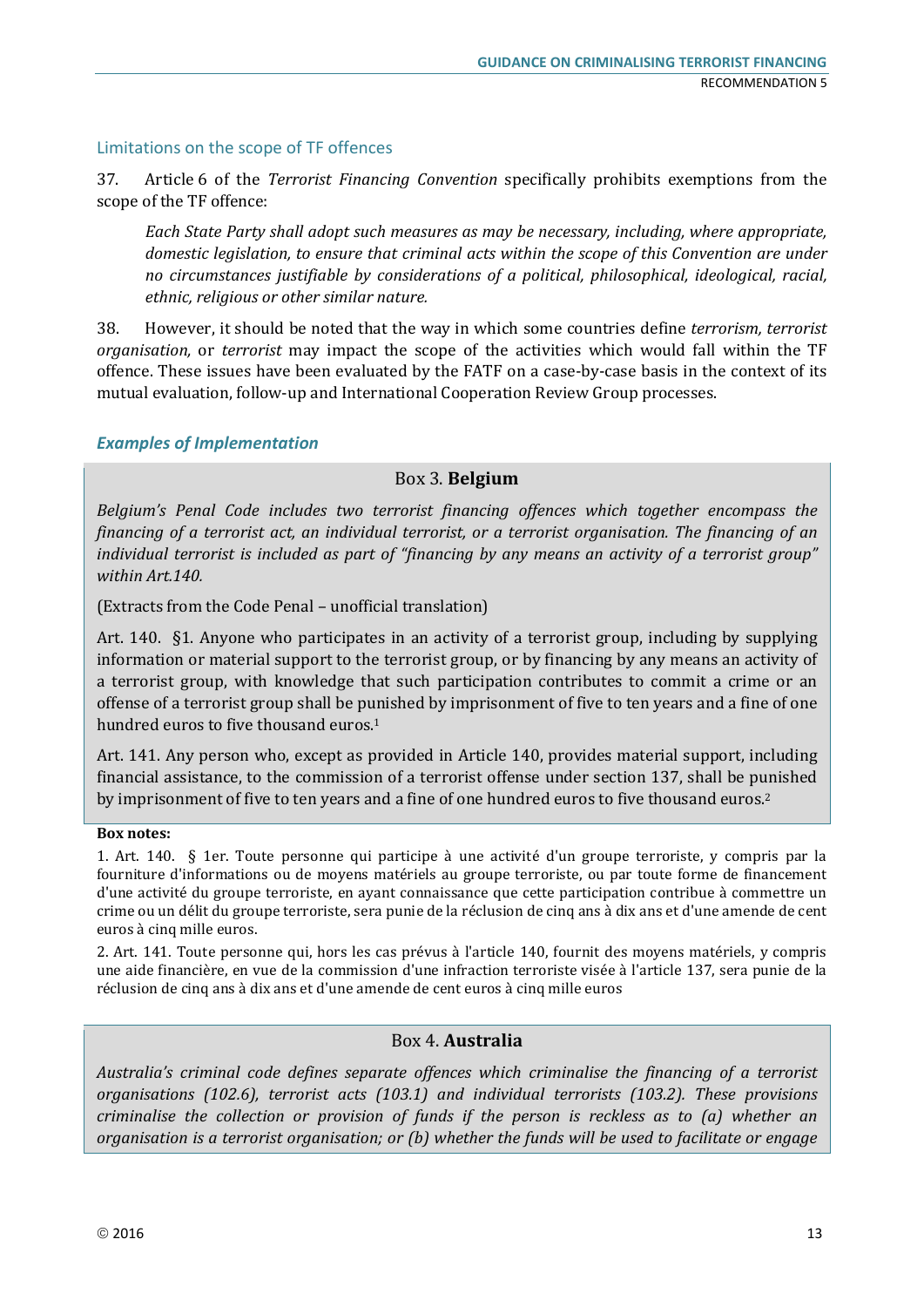### Limitations on the scope of TF offences

37. Article 6 of the *Terrorist Financing Convention* specifically prohibits exemptions from the scope of the TF offence:

> *Each State Party shall adopt such measures as may be necessary, including, where appropriate, domestic legislation, to ensure that criminal acts within the scope of this Convention are under no circumstances justifiable by considerations of a political, philosophical, ideological, racial, ethnic, religious or other similar nature.*

38. However, it should be noted that the way in which some countries define *terrorism, terrorist organisation,* or *terrorist* may impact the scope of the activities which would fall within the TF offence. These issues have been evaluated by the FATF on a case-by-case basis in the context of its mutual evaluation, follow-up and International Cooperation Review Group processes.

#### *Examples of Implementation*

**Box 3. Belgium**

*Belgium's Penal Code includes two terrorist financing offences which together encompass the financing of a terrorist act, an individual terrorist, or a terrorist organisation. The financing of an individual terrorist is included as part of "financing by any means an activity of a terrorist group" within Art.140.*

(Extracts from the Code Penal – unofficial translation)

Art. 140. §1. Anyone who participates in an activity of a terrorist group, including by supplying information or material support to the terrorist group, or by financing by any means an activity of a terrorist group, with knowledge that such participation contributes to commit a crime or an offense of a terrorist group shall be punished by imprisonment of five to ten years and a fine of one hundred euros to five thousand euros.[1]

Art. 141. Any person who, except as provided in Article 140, provides material support, including financial assistance, to the commission of a terrorist offense under section 137, shall be punished by imprisonment of five to ten years and a fine of one hundred euros to five thousand euros.[2]

**Box notes:**

1. Art. 140. § 1er. Toute personne qui participe à une activité d'un groupe terroriste, y compris par la fourniture d'informations ou de moyens matériels au groupe terroriste, ou par toute forme de financement d'une activité du groupe terroriste, en ayant connaissance que cette participation contribue à commettre un crime ou un délit du groupe terroriste, sera punie de la réclusion de cinq ans à dix ans et d'une amende de cent euros à cinq mille euros.

2. Art. 141. Toute personne qui, hors les cas prévus à l'article 140, fournit des moyens matériels, y compris une aide financière, en vue de la commission d'une infraction terroriste visée à l'article 137, sera punie de la réclusion de cinq ans à dix ans et d'une amende de cent euros à cinq mille euros

**Box 4. Australia**

*Australia's criminal code defines separate offences which criminalise the financing of a terrorist organisations (102.6), terrorist acts (103.1) and individual terrorists (103.2). These provisions criminalise the collection or provision of funds if the person is reckless as to (a) whether an organisation is a terrorist organisation; or (b) whether the funds will be used to facilitate or engage*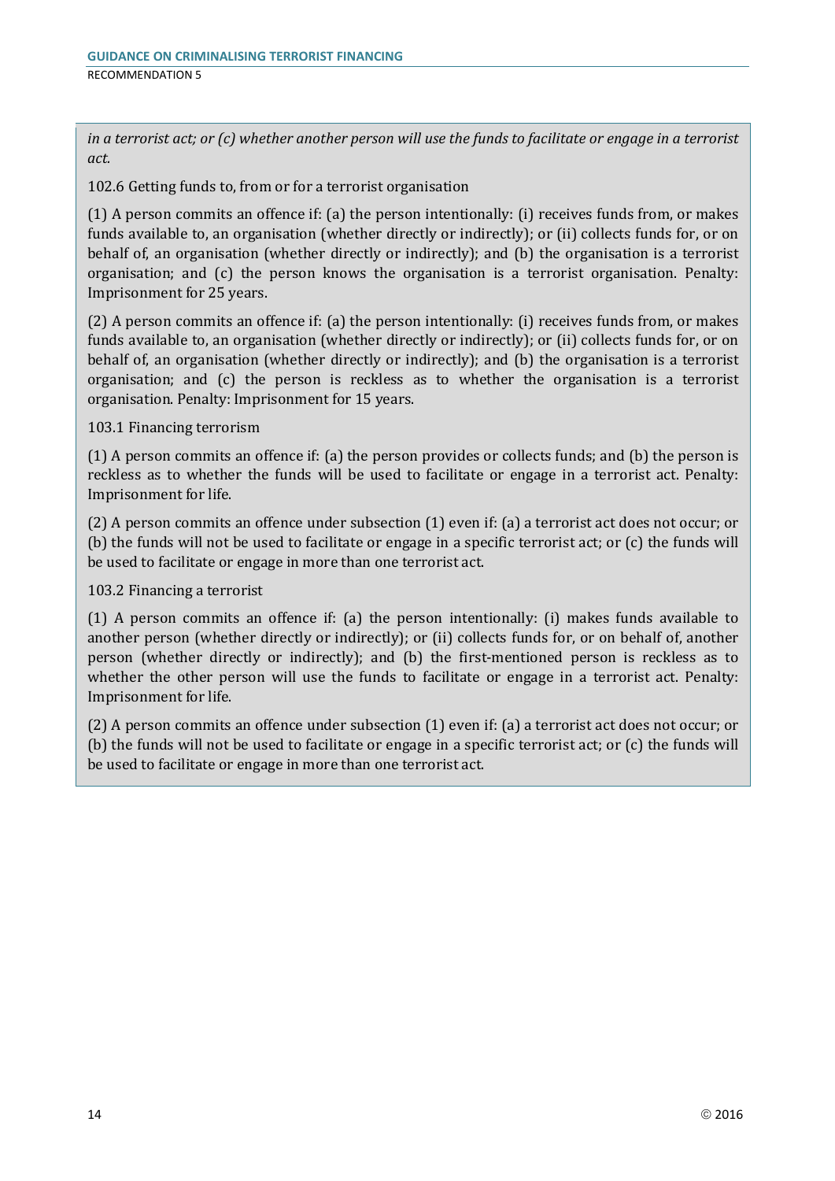*in a terrorist act; or (c) whether another person will use the funds to facilitate or engage in a terrorist act.*

102.6 Getting funds to, from or for a terrorist organisation

(1) A person commits an offence if: (a) the person intentionally: (i) receives funds from, or makes funds available to, an organisation (whether directly or indirectly); or (ii) collects funds for, or on behalf of, an organisation (whether directly or indirectly); and (b) the organisation is a terrorist organisation; and (c) the person knows the organisation is a terrorist organisation. Penalty: Imprisonment for 25 years.

(2) A person commits an offence if: (a) the person intentionally: (i) receives funds from, or makes funds available to, an organisation (whether directly or indirectly); or (ii) collects funds for, or on behalf of, an organisation (whether directly or indirectly); and (b) the organisation is a terrorist organisation; and (c) the person is reckless as to whether the organisation is a terrorist organisation. Penalty: Imprisonment for 15 years.

103.1 Financing terrorism

(1) A person commits an offence if: (a) the person provides or collects funds; and (b) the person is reckless as to whether the funds will be used to facilitate or engage in a terrorist act. Penalty: Imprisonment for life.

(2) A person commits an offence under subsection (1) even if: (a) a terrorist act does not occur; or (b) the funds will not be used to facilitate or engage in a specific terrorist act; or (c) the funds will be used to facilitate or engage in more than one terrorist act.

103.2 Financing a terrorist

(1) A person commits an offence if: (a) the person intentionally: (i) makes funds available to another person (whether directly or indirectly); or (ii) collects funds for, or on behalf of, another person (whether directly or indirectly); and (b) the first-mentioned person is reckless as to whether the other person will use the funds to facilitate or engage in a terrorist act. Penalty: Imprisonment for life.

(2) A person commits an offence under subsection (1) even if: (a) a terrorist act does not occur; or (b) the funds will not be used to facilitate or engage in a specific terrorist act; or (c) the funds will be used to facilitate or engage in more than one terrorist act.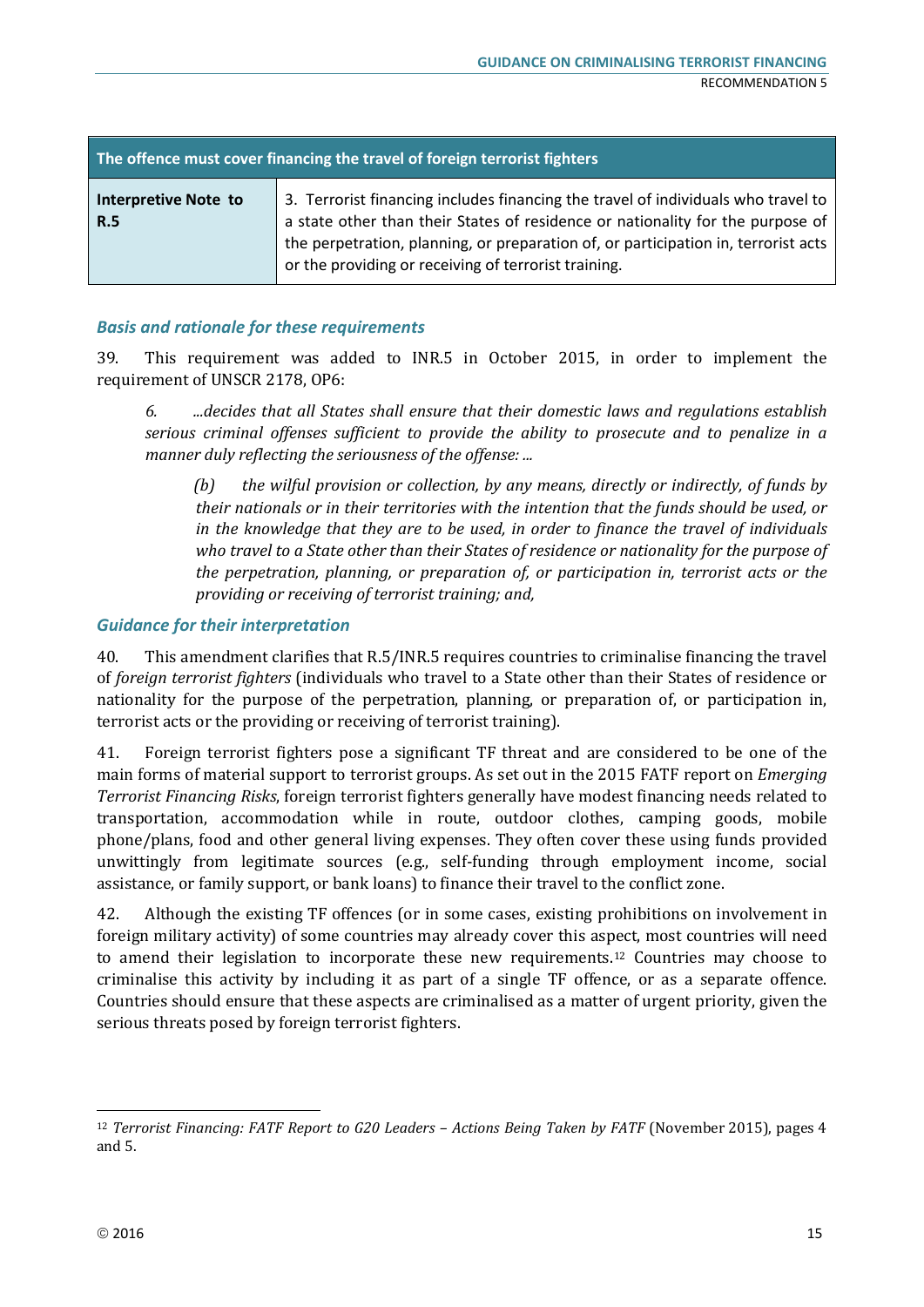| The offence must cover financing the travel of foreign terrorist fighters | |
|---|---|
| **Interpretive Note to R.5** | 3. Terrorist financing includes financing the travel of individuals who travel to a state other than their States of residence or nationality for the purpose of the perpetration, planning, or preparation of, or participation in, terrorist acts or the providing or receiving of terrorist training. |

### *Basis and rationale for these requirements*

39. This requirement was added to INR.5 in October 2015, in order to implement the requirement of UNSCR 2178, OP6:

> *6. ...decides that all States shall ensure that their domestic laws and regulations establish serious criminal offenses sufficient to provide the ability to prosecute and to penalize in a manner duly reflecting the seriousness of the offense: ...*
>
> > *(b) the wilful provision or collection, by any means, directly or indirectly, of funds by their nationals or in their territories with the intention that the funds should be used, or in the knowledge that they are to be used, in order to finance the travel of individuals who travel to a State other than their States of residence or nationality for the purpose of the perpetration, planning, or preparation of, or participation in, terrorist acts or the providing or receiving of terrorist training; and,*

### *Guidance for their interpretation*

40. This amendment clarifies that R.5/INR.5 requires countries to criminalise financing the travel of *foreign terrorist fighters* (individuals who travel to a State other than their States of residence or nationality for the purpose of the perpetration, planning, or preparation of, or participation in, terrorist acts or the providing or receiving of terrorist training).

41. Foreign terrorist fighters pose a significant TF threat and are considered to be one of the main forms of material support to terrorist groups. As set out in the 2015 FATF report on *Emerging Terrorist Financing Risks*, foreign terrorist fighters generally have modest financing needs related to transportation, accommodation while in route, outdoor clothes, camping goods, mobile phone/plans, food and other general living expenses. They often cover these using funds provided unwittingly from legitimate sources (e.g., self-funding through employment income, social assistance, or family support, or bank loans) to finance their travel to the conflict zone.

42. Although the existing TF offences (or in some cases, existing prohibitions on involvement in foreign military activity) of some countries may already cover this aspect, most countries will need to amend their legislation to incorporate these new requirements.[12] Countries may choose to criminalise this activity by including it as part of a single TF offence, or as a separate offence. Countries should ensure that these aspects are criminalised as a matter of urgent priority, given the serious threats posed by foreign terrorist fighters.

---

[12] *Terrorist Financing: FATF Report to G20 Leaders – Actions Being Taken by FATF* (November 2015), pages 4 and 5.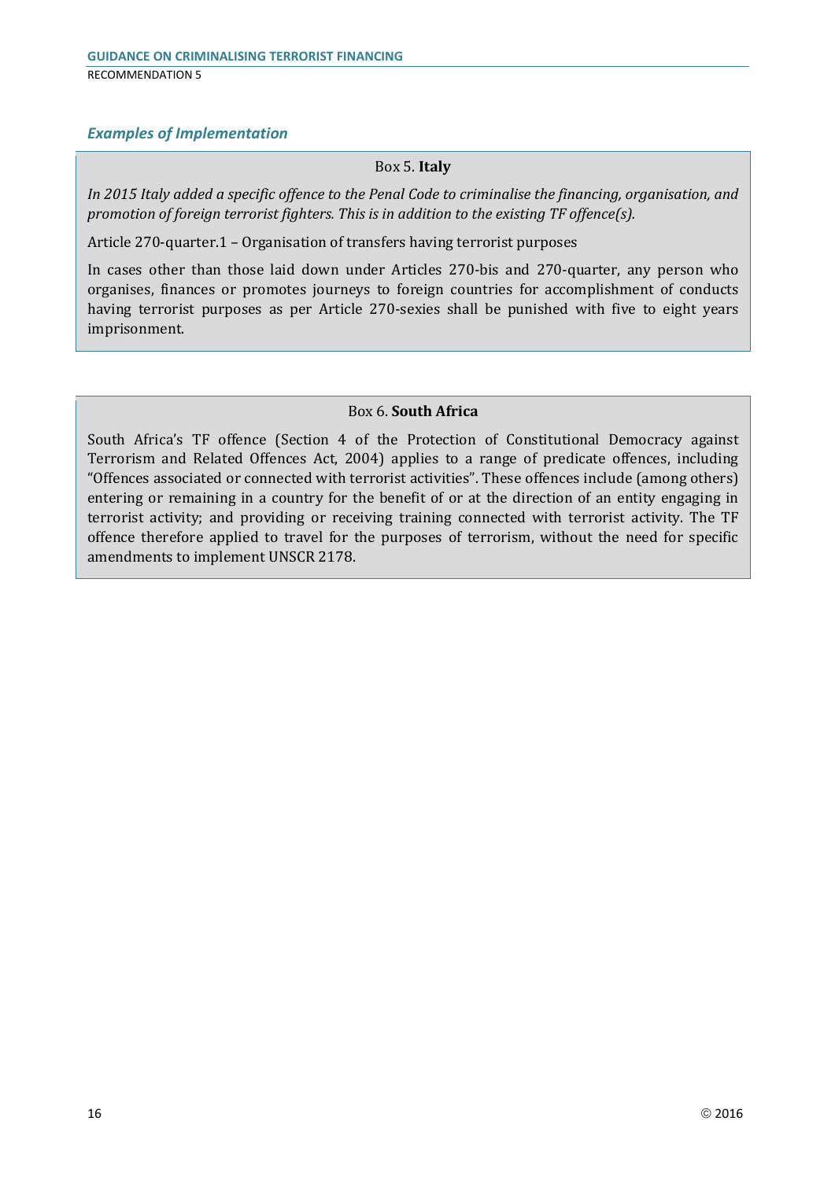### *Examples of Implementation*

Box 5. **Italy**

*In 2015 Italy added a specific offence to the Penal Code to criminalise the financing, organisation, and promotion of foreign terrorist fighters. This is in addition to the existing TF offence(s).*

Article 270-quarter.1 – Organisation of transfers having terrorist purposes

In cases other than those laid down under Articles 270-bis and 270-quarter, any person who organises, finances or promotes journeys to foreign countries for accomplishment of conducts having terrorist purposes as per Article 270-sexies shall be punished with five to eight years imprisonment.

Box 6. **South Africa**

South Africa's TF offence (Section 4 of the Protection of Constitutional Democracy against Terrorism and Related Offences Act, 2004) applies to a range of predicate offences, including "Offences associated or connected with terrorist activities". These offences include (among others) entering or remaining in a country for the benefit of or at the direction of an entity engaging in terrorist activity; and providing or receiving training connected with terrorist activity. The TF offence therefore applied to travel for the purposes of terrorism, without the need for specific amendments to implement UNSCR 2178.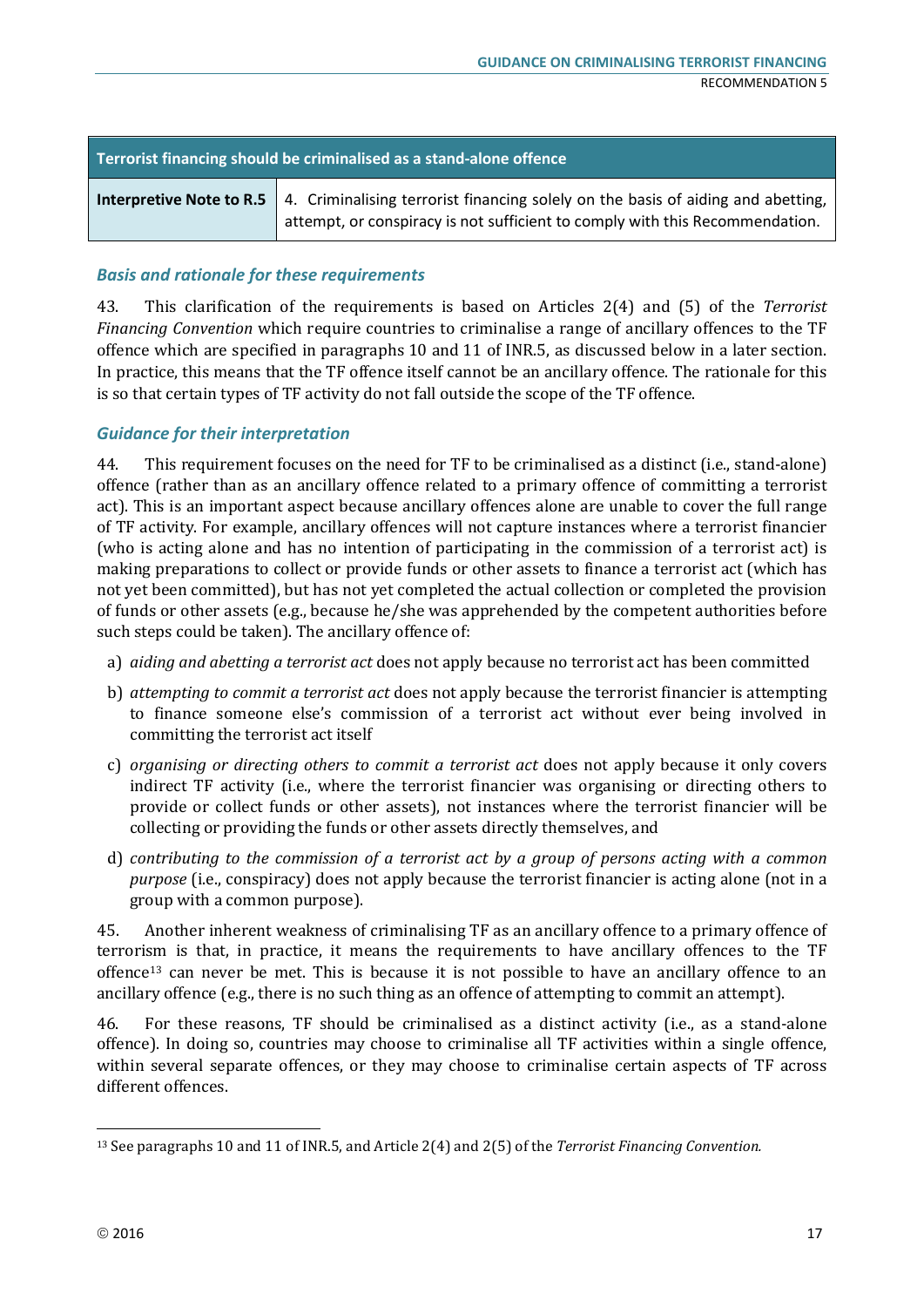| Terrorist financing should be criminalised as a stand-alone offence | |
|---|---|
| **Interpretive Note to R.5** | 4. Criminalising terrorist financing solely on the basis of aiding and abetting, attempt, or conspiracy is not sufficient to comply with this Recommendation. |

### *Basis and rationale for these requirements*

43. This clarification of the requirements is based on Articles 2(4) and (5) of the *Terrorist Financing Convention* which require countries to criminalise a range of ancillary offences to the TF offence which are specified in paragraphs 10 and 11 of INR.5, as discussed below in a later section. In practice, this means that the TF offence itself cannot be an ancillary offence. The rationale for this is so that certain types of TF activity do not fall outside the scope of the TF offence.

### *Guidance for their interpretation*

44. This requirement focuses on the need for TF to be criminalised as a distinct (i.e., stand-alone) offence (rather than as an ancillary offence related to a primary offence of committing a terrorist act). This is an important aspect because ancillary offences alone are unable to cover the full range of TF activity. For example, ancillary offences will not capture instances where a terrorist financier (who is acting alone and has no intention of participating in the commission of a terrorist act) is making preparations to collect or provide funds or other assets to finance a terrorist act (which has not yet been committed), but has not yet completed the actual collection or completed the provision of funds or other assets (e.g., because he/she was apprehended by the competent authorities before such steps could be taken). The ancillary offence of:

a) *aiding and abetting a terrorist act* does not apply because no terrorist act has been committed

b) *attempting to commit a terrorist act* does not apply because the terrorist financier is attempting to finance someone else's commission of a terrorist act without ever being involved in committing the terrorist act itself

c) *organising or directing others to commit a terrorist act* does not apply because it only covers indirect TF activity (i.e., where the terrorist financier was organising or directing others to provide or collect funds or other assets), not instances where the terrorist financier will be collecting or providing the funds or other assets directly themselves, and

d) *contributing to the commission of a terrorist act by a group of persons acting with a common purpose* (i.e., conspiracy) does not apply because the terrorist financier is acting alone (not in a group with a common purpose).

45. Another inherent weakness of criminalising TF as an ancillary offence to a primary offence of terrorism is that, in practice, it means the requirements to have ancillary offences to the TF offence[13] can never be met. This is because it is not possible to have an ancillary offence to an ancillary offence (e.g., there is no such thing as an offence of attempting to commit an attempt).

46. For these reasons, TF should be criminalised as a distinct activity (i.e., as a stand-alone offence). In doing so, countries may choose to criminalise all TF activities within a single offence, within several separate offences, or they may choose to criminalise certain aspects of TF across different offences.

[13] See paragraphs 10 and 11 of INR.5, and Article 2(4) and 2(5) of the *Terrorist Financing Convention.*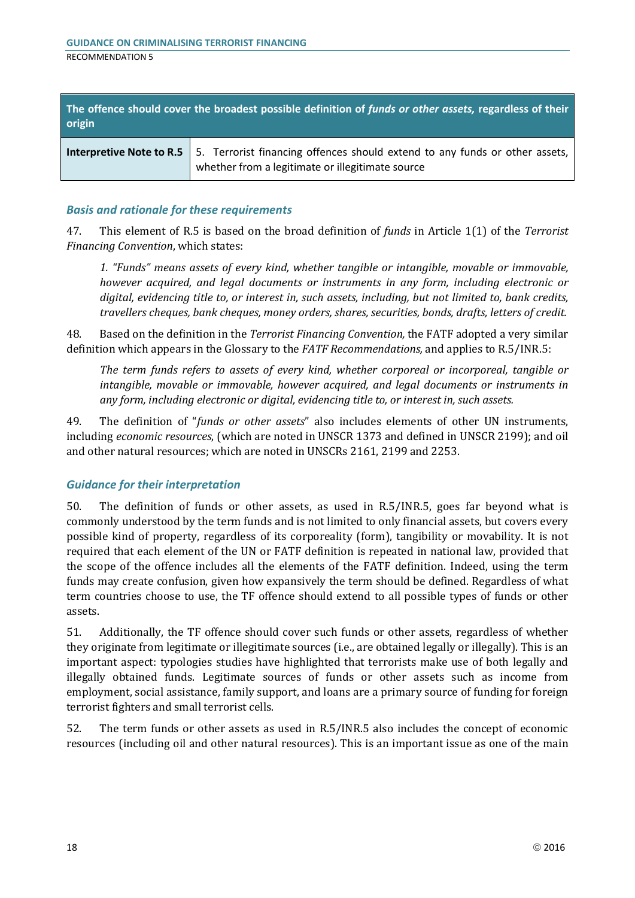| The offence should cover the broadest possible definition of *funds or other assets,* regardless of their origin | |
|---|---|
| **Interpretive Note to R.5** | 5. Terrorist financing offences should extend to any funds or other assets, whether from a legitimate or illegitimate source |

### *Basis and rationale for these requirements*

47. This element of R.5 is based on the broad definition of *funds* in Article 1(1) of the *Terrorist Financing Convention*, which states:

> *1. "Funds" means assets of every kind, whether tangible or intangible, movable or immovable, however acquired, and legal documents or instruments in any form, including electronic or digital, evidencing title to, or interest in, such assets, including, but not limited to, bank credits, travellers cheques, bank cheques, money orders, shares, securities, bonds, drafts, letters of credit.*

48. Based on the definition in the *Terrorist Financing Convention,* the FATF adopted a very similar definition which appears in the Glossary to the *FATF Recommendations,* and applies to R.5/INR.5:

> *The term funds refers to assets of every kind, whether corporeal or incorporeal, tangible or intangible, movable or immovable, however acquired, and legal documents or instruments in any form, including electronic or digital, evidencing title to, or interest in, such assets.*

49. The definition of "*funds or other assets*" also includes elements of other UN instruments, including *economic resources*, (which are noted in UNSCR 1373 and defined in UNSCR 2199); and oil and other natural resources; which are noted in UNSCRs 2161, 2199 and 2253.

### *Guidance for their interpretation*

50. The definition of funds or other assets, as used in R.5/INR.5, goes far beyond what is commonly understood by the term funds and is not limited to only financial assets, but covers every possible kind of property, regardless of its corporeality (form), tangibility or movability. It is not required that each element of the UN or FATF definition is repeated in national law, provided that the scope of the offence includes all the elements of the FATF definition. Indeed, using the term funds may create confusion, given how expansively the term should be defined. Regardless of what term countries choose to use, the TF offence should extend to all possible types of funds or other assets.

51. Additionally, the TF offence should cover such funds or other assets, regardless of whether they originate from legitimate or illegitimate sources (i.e., are obtained legally or illegally). This is an important aspect: typologies studies have highlighted that terrorists make use of both legally and illegally obtained funds. Legitimate sources of funds or other assets such as income from employment, social assistance, family support, and loans are a primary source of funding for foreign terrorist fighters and small terrorist cells.

52. The term funds or other assets as used in R.5/INR.5 also includes the concept of economic resources (including oil and other natural resources). This is an important issue as one of the main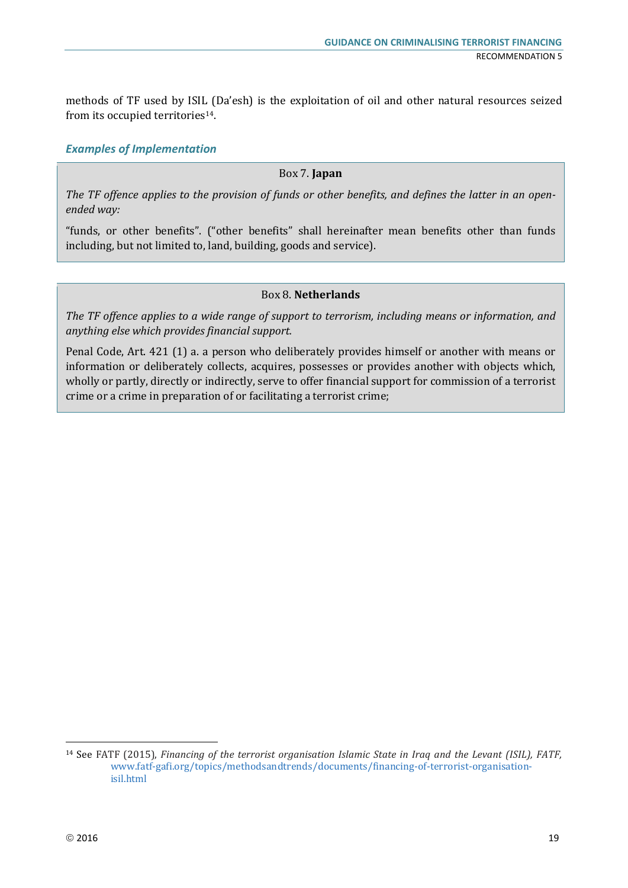methods of TF used by ISIL (Da'esh) is the exploitation of oil and other natural resources seized from its occupied territories[14].

### *Examples of Implementation*

**Box 7. Japan**

*The TF offence applies to the provision of funds or other benefits, and defines the latter in an open-ended way:*

"funds, or other benefits". ("other benefits" shall hereinafter mean benefits other than funds including, but not limited to, land, building, goods and service).

**Box 8. Netherlands**

*The TF offence applies to a wide range of support to terrorism, including means or information, and anything else which provides financial support.*

Penal Code, Art. 421 (1) a. a person who deliberately provides himself or another with means or information or deliberately collects, acquires, possesses or provides another with objects which, wholly or partly, directly or indirectly, serve to offer financial support for commission of a terrorist crime or a crime in preparation of or facilitating a terrorist crime;

---

[14] See FATF (2015), *Financing of the terrorist organisation Islamic State in Iraq and the Levant (ISIL), FATF,* www.fatf-gafi.org/topics/methodsandtrends/documents/financing-of-terrorist-organisation-isil.html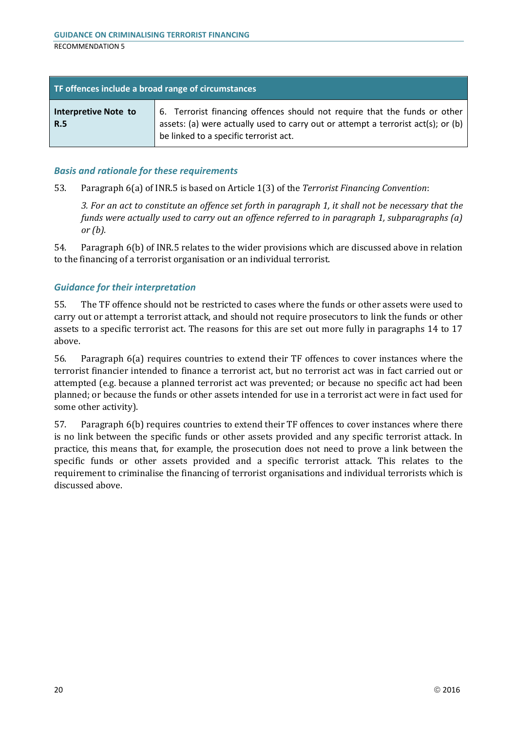| TF offences include a broad range of circumstances | |
|---|---|
| **Interpretive Note to R.5** | 6. Terrorist financing offences should not require that the funds or other assets: (a) were actually used to carry out or attempt a terrorist act(s); or (b) be linked to a specific terrorist act. |

### *Basis and rationale for these requirements*

53. Paragraph 6(a) of INR.5 is based on Article 1(3) of the *Terrorist Financing Convention*:

> *3. For an act to constitute an offence set forth in paragraph 1, it shall not be necessary that the funds were actually used to carry out an offence referred to in paragraph 1, subparagraphs (a) or (b).*

54. Paragraph 6(b) of INR.5 relates to the wider provisions which are discussed above in relation to the financing of a terrorist organisation or an individual terrorist.

### *Guidance for their interpretation*

55. The TF offence should not be restricted to cases where the funds or other assets were used to carry out or attempt a terrorist attack, and should not require prosecutors to link the funds or other assets to a specific terrorist act. The reasons for this are set out more fully in paragraphs 14 to 17 above.

56. Paragraph 6(a) requires countries to extend their TF offences to cover instances where the terrorist financier intended to finance a terrorist act, but no terrorist act was in fact carried out or attempted (e.g. because a planned terrorist act was prevented; or because no specific act had been planned; or because the funds or other assets intended for use in a terrorist act were in fact used for some other activity).

57. Paragraph 6(b) requires countries to extend their TF offences to cover instances where there is no link between the specific funds or other assets provided and any specific terrorist attack. In practice, this means that, for example, the prosecution does not need to prove a link between the specific funds or other assets provided and a specific terrorist attack. This relates to the requirement to criminalise the financing of terrorist organisations and individual terrorists which is discussed above.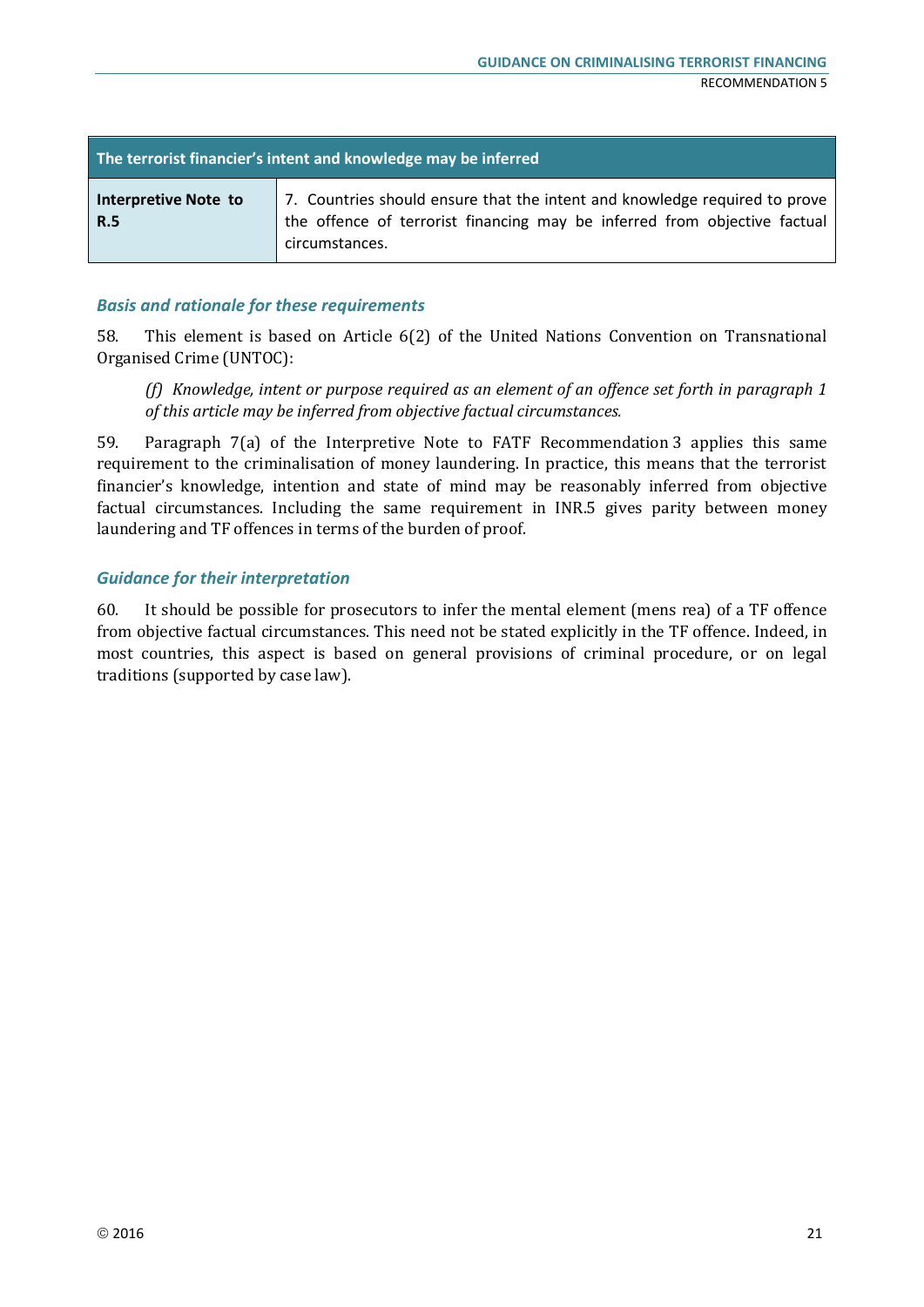| The terrorist financier's intent and knowledge may be inferred | |
|---|---|
| **Interpretive Note to R.5** | 7. Countries should ensure that the intent and knowledge required to prove the offence of terrorist financing may be inferred from objective factual circumstances. |

### *Basis and rationale for these requirements*

58. This element is based on Article 6(2) of the United Nations Convention on Transnational Organised Crime (UNTOC):

> *(f) Knowledge, intent or purpose required as an element of an offence set forth in paragraph 1 of this article may be inferred from objective factual circumstances.*

59. Paragraph 7(a) of the Interpretive Note to FATF Recommendation 3 applies this same requirement to the criminalisation of money laundering. In practice, this means that the terrorist financier's knowledge, intention and state of mind may be reasonably inferred from objective factual circumstances. Including the same requirement in INR.5 gives parity between money laundering and TF offences in terms of the burden of proof.

### *Guidance for their interpretation*

60. It should be possible for prosecutors to infer the mental element (mens rea) of a TF offence from objective factual circumstances. This need not be stated explicitly in the TF offence. Indeed, in most countries, this aspect is based on general provisions of criminal procedure, or on legal traditions (supported by case law).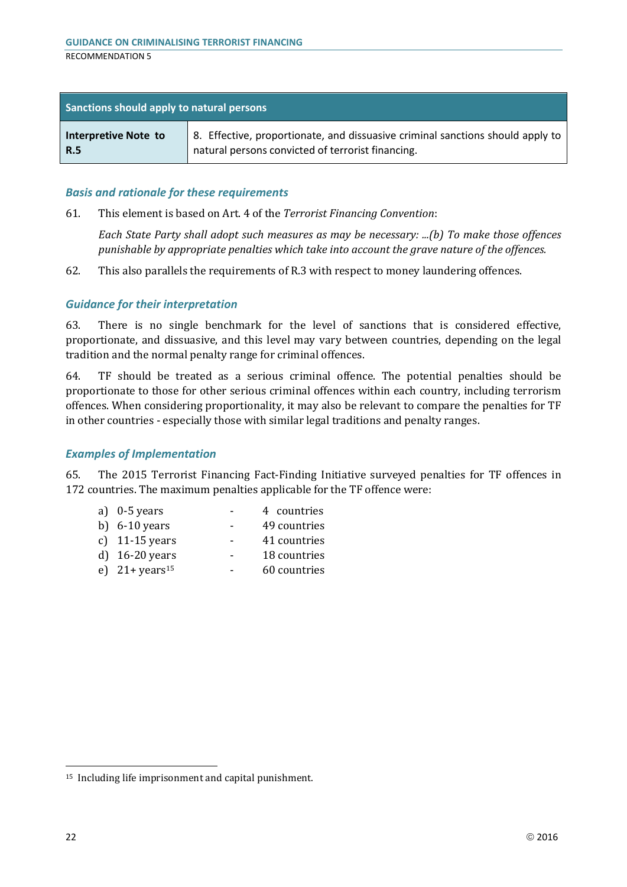| Sanctions should apply to natural persons | |
|---|---|
| **Interpretive Note to R.5** | 8. Effective, proportionate, and dissuasive criminal sanctions should apply to natural persons convicted of terrorist financing. |

### *Basis and rationale for these requirements*

61. This element is based on Art. 4 of the *Terrorist Financing Convention*:

> *Each State Party shall adopt such measures as may be necessary: ...(b) To make those offences punishable by appropriate penalties which take into account the grave nature of the offences.*

62. This also parallels the requirements of R.3 with respect to money laundering offences.

### *Guidance for their interpretation*

63. There is no single benchmark for the level of sanctions that is considered effective, proportionate, and dissuasive, and this level may vary between countries, depending on the legal tradition and the normal penalty range for criminal offences.

64. TF should be treated as a serious criminal offence. The potential penalties should be proportionate to those for other serious criminal offences within each country, including terrorism offences. When considering proportionality, it may also be relevant to compare the penalties for TF in other countries - especially those with similar legal traditions and penalty ranges.

### *Examples of Implementation*

65. The 2015 Terrorist Financing Fact-Finding Initiative surveyed penalties for TF offences in 172 countries. The maximum penalties applicable for the TF offence were:

a) 0-5 years - 4 countries
b) 6-10 years - 49 countries
c) 11-15 years - 41 countries
d) 16-20 years - 18 countries
e) 21+ years[15] - 60 countries

[15] Including life imprisonment and capital punishment.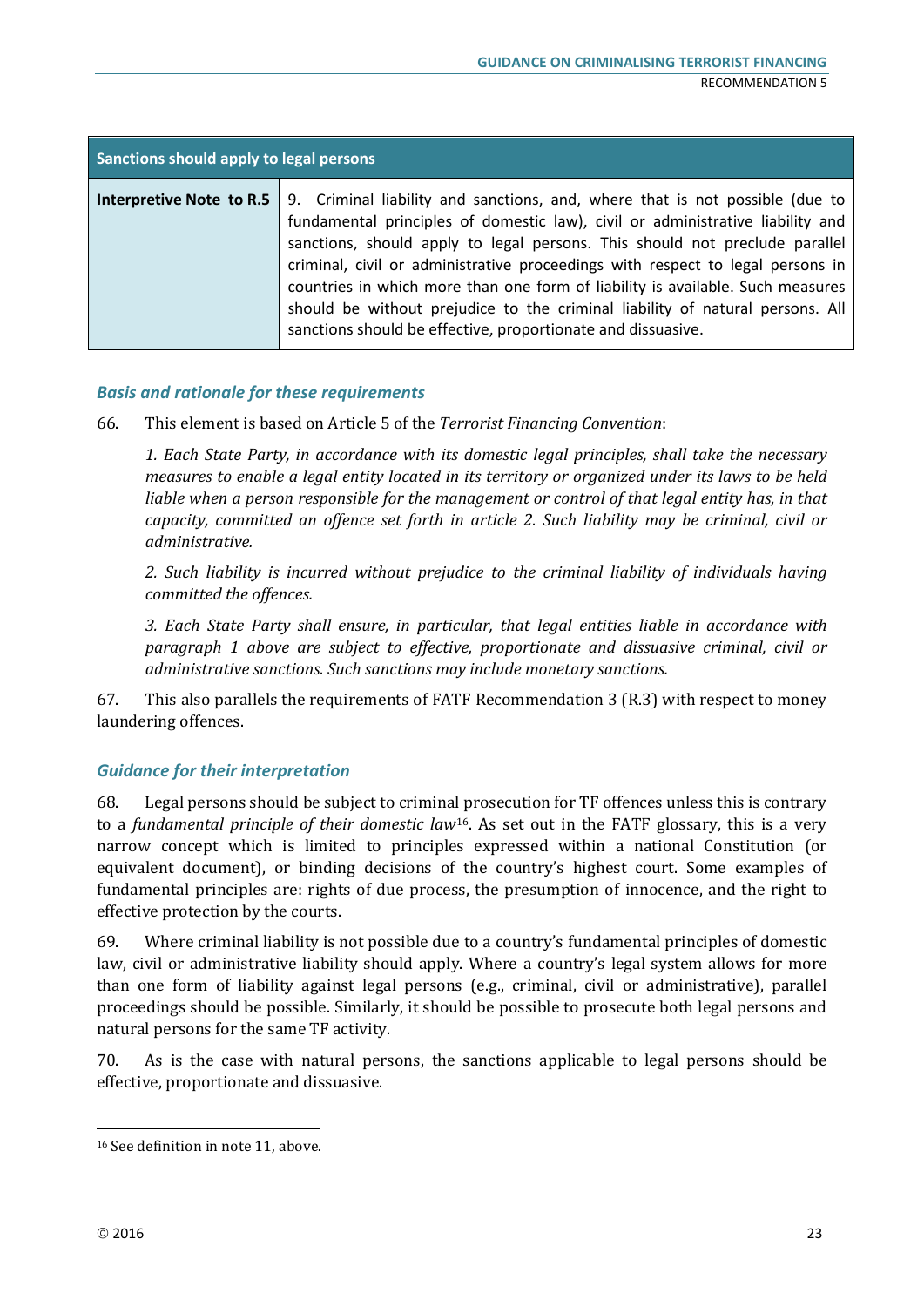| Sanctions should apply to legal persons | |
|---|---|
| **Interpretive Note to R.5** | 9. Criminal liability and sanctions, and, where that is not possible (due to fundamental principles of domestic law), civil or administrative liability and sanctions, should apply to legal persons. This should not preclude parallel criminal, civil or administrative proceedings with respect to legal persons in countries in which more than one form of liability is available. Such measures should be without prejudice to the criminal liability of natural persons. All sanctions should be effective, proportionate and dissuasive. |

### *Basis and rationale for these requirements*

66. This element is based on Article 5 of the *Terrorist Financing Convention*:

*1. Each State Party, in accordance with its domestic legal principles, shall take the necessary measures to enable a legal entity located in its territory or organized under its laws to be held liable when a person responsible for the management or control of that legal entity has, in that capacity, committed an offence set forth in article 2. Such liability may be criminal, civil or administrative.*

*2. Such liability is incurred without prejudice to the criminal liability of individuals having committed the offences.*

*3. Each State Party shall ensure, in particular, that legal entities liable in accordance with paragraph 1 above are subject to effective, proportionate and dissuasive criminal, civil or administrative sanctions. Such sanctions may include monetary sanctions.*

67. This also parallels the requirements of FATF Recommendation 3 (R.3) with respect to money laundering offences.

### *Guidance for their interpretation*

68. Legal persons should be subject to criminal prosecution for TF offences unless this is contrary to a *fundamental principle of their domestic law*[16]. As set out in the FATF glossary, this is a very narrow concept which is limited to principles expressed within a national Constitution (or equivalent document), or binding decisions of the country's highest court. Some examples of fundamental principles are: rights of due process, the presumption of innocence, and the right to effective protection by the courts.

69. Where criminal liability is not possible due to a country's fundamental principles of domestic law, civil or administrative liability should apply. Where a country's legal system allows for more than one form of liability against legal persons (e.g., criminal, civil or administrative), parallel proceedings should be possible. Similarly, it should be possible to prosecute both legal persons and natural persons for the same TF activity.

70. As is the case with natural persons, the sanctions applicable to legal persons should be effective, proportionate and dissuasive.

---

[16] See definition in note 11, above.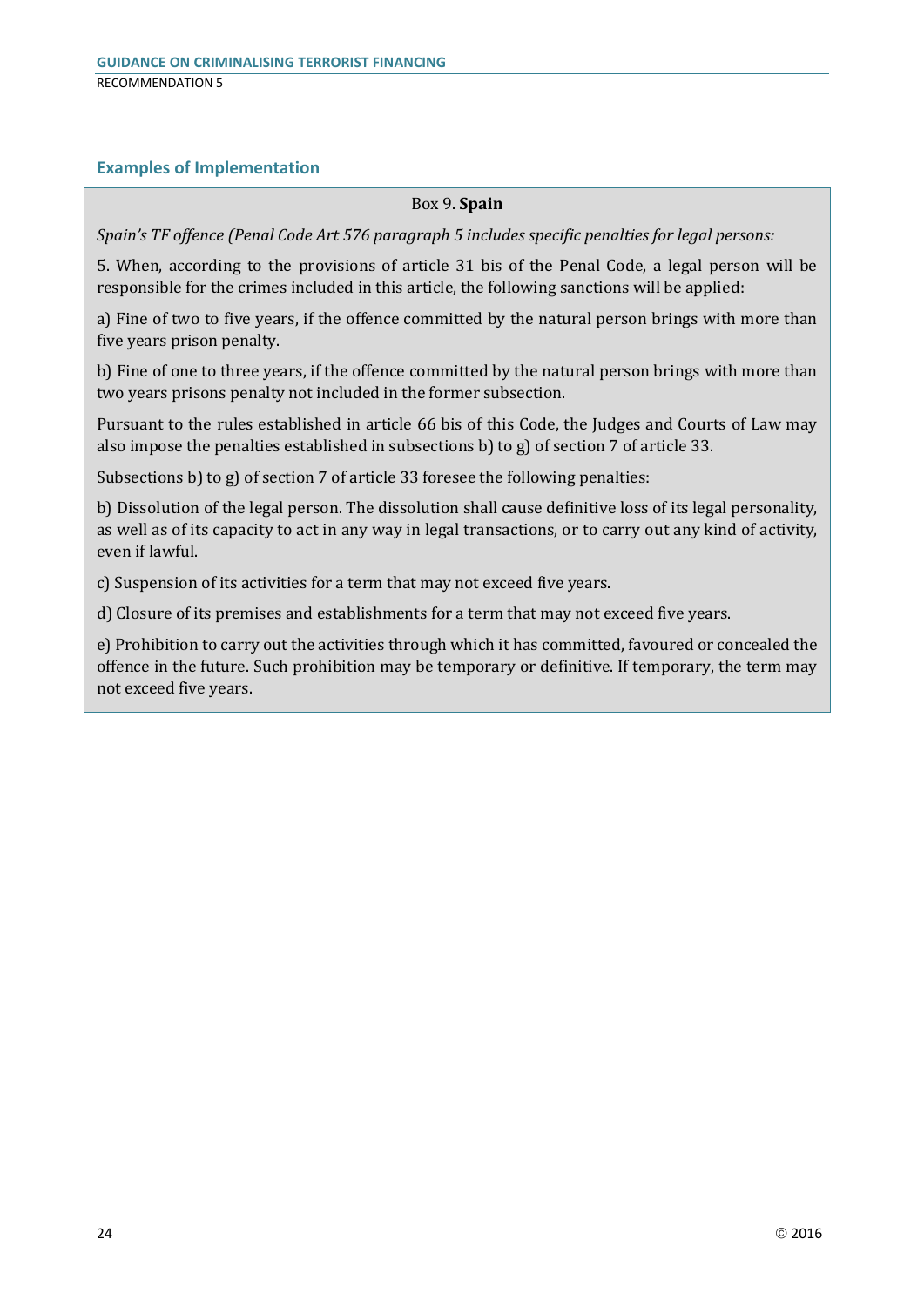## Examples of Implementation

Box 9. **Spain**

*Spain's TF offence (Penal Code Art 576 paragraph 5 includes specific penalties for legal persons:*

5. When, according to the provisions of article 31 bis of the Penal Code, a legal person will be responsible for the crimes included in this article, the following sanctions will be applied:

a) Fine of two to five years, if the offence committed by the natural person brings with more than five years prison penalty.

b) Fine of one to three years, if the offence committed by the natural person brings with more than two years prisons penalty not included in the former subsection.

Pursuant to the rules established in article 66 bis of this Code, the Judges and Courts of Law may also impose the penalties established in subsections b) to g) of section 7 of article 33.

Subsections b) to g) of section 7 of article 33 foresee the following penalties:

b) Dissolution of the legal person. The dissolution shall cause definitive loss of its legal personality, as well as of its capacity to act in any way in legal transactions, or to carry out any kind of activity, even if lawful.

c) Suspension of its activities for a term that may not exceed five years.

d) Closure of its premises and establishments for a term that may not exceed five years.

e) Prohibition to carry out the activities through which it has committed, favoured or concealed the offence in the future. Such prohibition may be temporary or definitive. If temporary, the term may not exceed five years.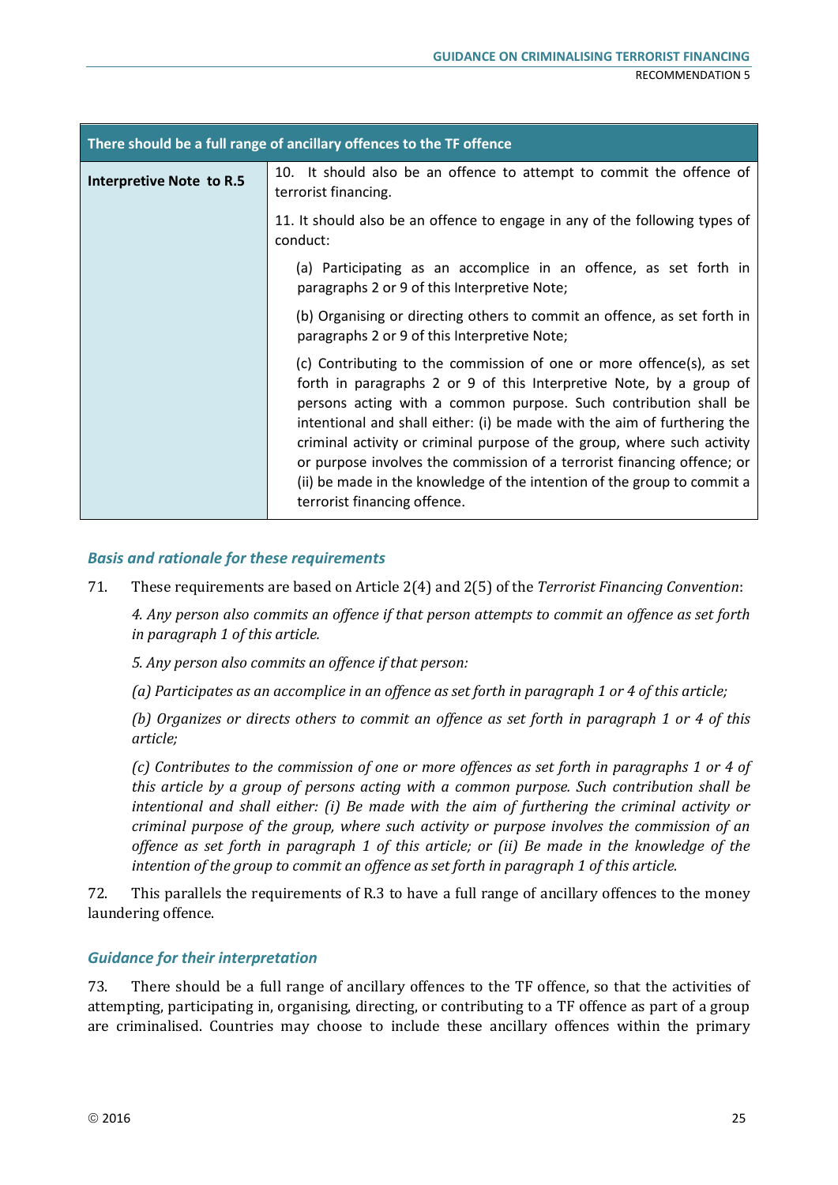| There should be a full range of ancillary offences to the TF offence | |
|---|---|
| **Interpretive Note to R.5** | 10. It should also be an offence to attempt to commit the offence of terrorist financing. |
| | 11. It should also be an offence to engage in any of the following types of conduct: |
| | (a) Participating as an accomplice in an offence, as set forth in paragraphs 2 or 9 of this Interpretive Note; |
| | (b) Organising or directing others to commit an offence, as set forth in paragraphs 2 or 9 of this Interpretive Note; |
| | (c) Contributing to the commission of one or more offence(s), as set forth in paragraphs 2 or 9 of this Interpretive Note, by a group of persons acting with a common purpose. Such contribution shall be intentional and shall either: (i) be made with the aim of furthering the criminal activity or criminal purpose of the group, where such activity or purpose involves the commission of a terrorist financing offence; or (ii) be made in the knowledge of the intention of the group to commit a terrorist financing offence. |

### *Basis and rationale for these requirements*

71. These requirements are based on Article 2(4) and 2(5) of the *Terrorist Financing Convention*:

*4. Any person also commits an offence if that person attempts to commit an offence as set forth in paragraph 1 of this article.*

*5. Any person also commits an offence if that person:*

*(a) Participates as an accomplice in an offence as set forth in paragraph 1 or 4 of this article;*

*(b) Organizes or directs others to commit an offence as set forth in paragraph 1 or 4 of this article;*

*(c) Contributes to the commission of one or more offences as set forth in paragraphs 1 or 4 of this article by a group of persons acting with a common purpose. Such contribution shall be intentional and shall either: (i) Be made with the aim of furthering the criminal activity or criminal purpose of the group, where such activity or purpose involves the commission of an offence as set forth in paragraph 1 of this article; or (ii) Be made in the knowledge of the intention of the group to commit an offence as set forth in paragraph 1 of this article.*

72. This parallels the requirements of R.3 to have a full range of ancillary offences to the money laundering offence.

### *Guidance for their interpretation*

73. There should be a full range of ancillary offences to the TF offence, so that the activities of attempting, participating in, organising, directing, or contributing to a TF offence as part of a group are criminalised. Countries may choose to include these ancillary offences within the primary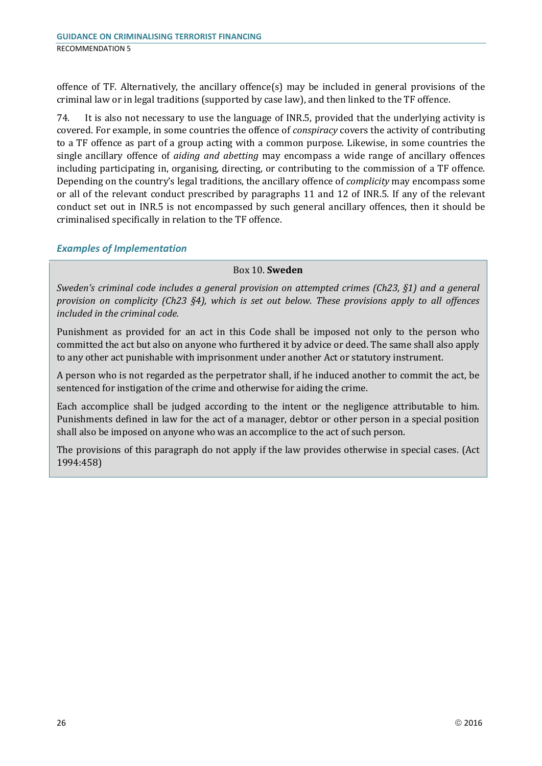offence of TF. Alternatively, the ancillary offence(s) may be included in general provisions of the criminal law or in legal traditions (supported by case law), and then linked to the TF offence.

74. It is also not necessary to use the language of INR.5, provided that the underlying activity is covered. For example, in some countries the offence of *conspiracy* covers the activity of contributing to a TF offence as part of a group acting with a common purpose. Likewise, in some countries the single ancillary offence of *aiding and abetting* may encompass a wide range of ancillary offences including participating in, organising, directing, or contributing to the commission of a TF offence. Depending on the country's legal traditions, the ancillary offence of *complicity* may encompass some or all of the relevant conduct prescribed by paragraphs 11 and 12 of INR.5. If any of the relevant conduct set out in INR.5 is not encompassed by such general ancillary offences, then it should be criminalised specifically in relation to the TF offence.

### *Examples of Implementation*

**Box 10. Sweden**

*Sweden's criminal code includes a general provision on attempted crimes (Ch23, §1) and a general provision on complicity (Ch23 §4), which is set out below. These provisions apply to all offences included in the criminal code.*

Punishment as provided for an act in this Code shall be imposed not only to the person who committed the act but also on anyone who furthered it by advice or deed. The same shall also apply to any other act punishable with imprisonment under another Act or statutory instrument.

A person who is not regarded as the perpetrator shall, if he induced another to commit the act, be sentenced for instigation of the crime and otherwise for aiding the crime.

Each accomplice shall be judged according to the intent or the negligence attributable to him. Punishments defined in law for the act of a manager, debtor or other person in a special position shall also be imposed on anyone who was an accomplice to the act of such person.

The provisions of this paragraph do not apply if the law provides otherwise in special cases. (Act 1994:458)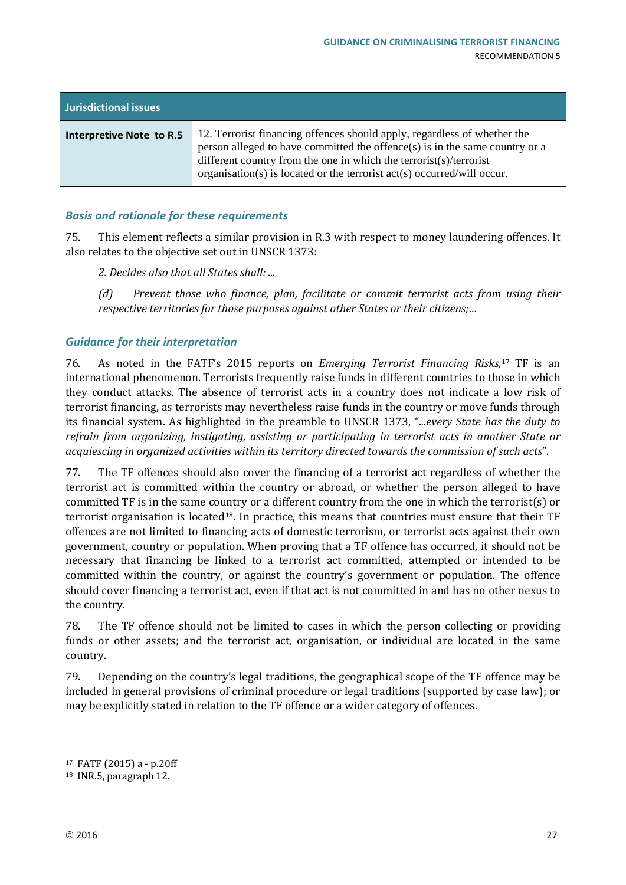| Jurisdictional issues | |
|---|---|
| **Interpretive Note to R.5** | 12. Terrorist financing offences should apply, regardless of whether the person alleged to have committed the offence(s) is in the same country or a different country from the one in which the terrorist(s)/terrorist organisation(s) is located or the terrorist act(s) occurred/will occur. |

### *Basis and rationale for these requirements*

75. This element reflects a similar provision in R.3 with respect to money laundering offences. It also relates to the objective set out in UNSCR 1373:

> *2. Decides also that all States shall: ...*
>
> *(d) Prevent those who finance, plan, facilitate or commit terrorist acts from using their respective territories for those purposes against other States or their citizens;...*

### *Guidance for their interpretation*

76. As noted in the FATF's 2015 reports on *Emerging Terrorist Financing Risks,*[17] TF is an international phenomenon. Terrorists frequently raise funds in different countries to those in which they conduct attacks. The absence of terrorist acts in a country does not indicate a low risk of terrorist financing, as terrorists may nevertheless raise funds in the country or move funds through its financial system. As highlighted in the preamble to UNSCR 1373, "*...every State has the duty to refrain from organizing, instigating, assisting or participating in terrorist acts in another State or acquiescing in organized activities within its territory directed towards the commission of such acts*".

77. The TF offences should also cover the financing of a terrorist act regardless of whether the terrorist act is committed within the country or abroad, or whether the person alleged to have committed TF is in the same country or a different country from the one in which the terrorist(s) or terrorist organisation is located[18]. In practice, this means that countries must ensure that their TF offences are not limited to financing acts of domestic terrorism, or terrorist acts against their own government, country or population. When proving that a TF offence has occurred, it should not be necessary that financing be linked to a terrorist act committed, attempted or intended to be committed within the country, or against the country's government or population. The offence should cover financing a terrorist act, even if that act is not committed in and has no other nexus to the country.

78. The TF offence should not be limited to cases in which the person collecting or providing funds or other assets; and the terrorist act, organisation, or individual are located in the same country.

79. Depending on the country's legal traditions, the geographical scope of the TF offence may be included in general provisions of criminal procedure or legal traditions (supported by case law); or may be explicitly stated in relation to the TF offence or a wider category of offences.

---

[17] FATF (2015) a - p.20ff

[18] INR.5, paragraph 12.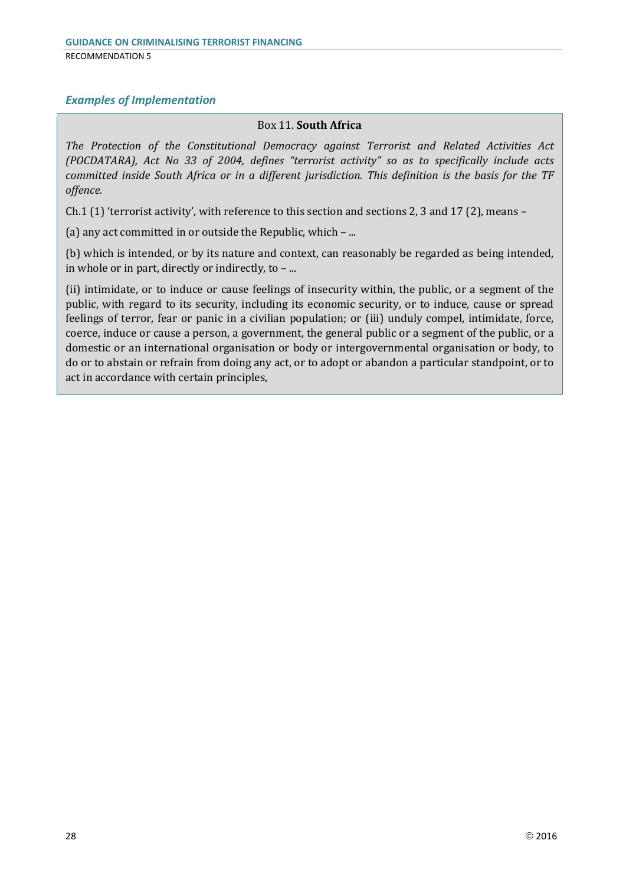### *Examples of Implementation*

Box 11. **South Africa**

*The Protection of the Constitutional Democracy against Terrorist and Related Activities Act (POCDATARA), Act No 33 of 2004, defines "terrorist activity" so as to specifically include acts committed inside South Africa or in a different jurisdiction. This definition is the basis for the TF offence.*

Ch.1 (1) 'terrorist activity', with reference to this section and sections 2, 3 and 17 (2), means –

(a) any act committed in or outside the Republic, which – ...

(b) which is intended, or by its nature and context, can reasonably be regarded as being intended, in whole or in part, directly or indirectly, to – ...

(ii) intimidate, or to induce or cause feelings of insecurity within, the public, or a segment of the public, with regard to its security, including its economic security, or to induce, cause or spread feelings of terror, fear or panic in a civilian population; or (iii) unduly compel, intimidate, force, coerce, induce or cause a person, a government, the general public or a segment of the public, or a domestic or an international organisation or body or intergovernmental organisation or body, to do or to abstain or refrain from doing any act, or to adopt or abandon a particular standpoint, or to act in accordance with certain principles,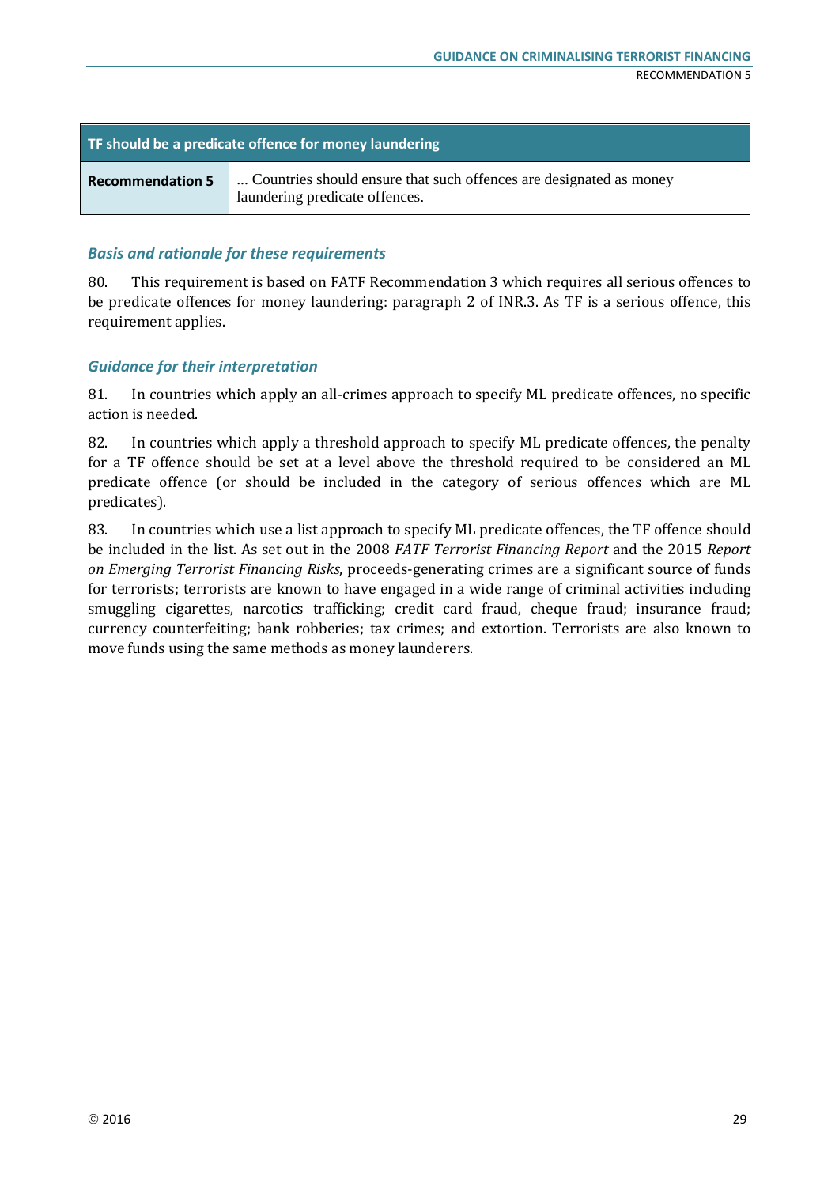| TF should be a predicate offence for money laundering | |
|---|---|
| **Recommendation 5** | ... Countries should ensure that such offences are designated as money laundering predicate offences. |

### *Basis and rationale for these requirements*

80. This requirement is based on FATF Recommendation 3 which requires all serious offences to be predicate offences for money laundering: paragraph 2 of INR.3. As TF is a serious offence, this requirement applies.

### *Guidance for their interpretation*

81. In countries which apply an all-crimes approach to specify ML predicate offences, no specific action is needed.

82. In countries which apply a threshold approach to specify ML predicate offences, the penalty for a TF offence should be set at a level above the threshold required to be considered an ML predicate offence (or should be included in the category of serious offences which are ML predicates).

83. In countries which use a list approach to specify ML predicate offences, the TF offence should be included in the list. As set out in the 2008 *FATF Terrorist Financing Report* and the 2015 *Report on Emerging Terrorist Financing Risks*, proceeds-generating crimes are a significant source of funds for terrorists; terrorists are known to have engaged in a wide range of criminal activities including smuggling cigarettes, narcotics trafficking; credit card fraud, cheque fraud; insurance fraud; currency counterfeiting; bank robberies; tax crimes; and extortion. Terrorists are also known to move funds using the same methods as money launderers.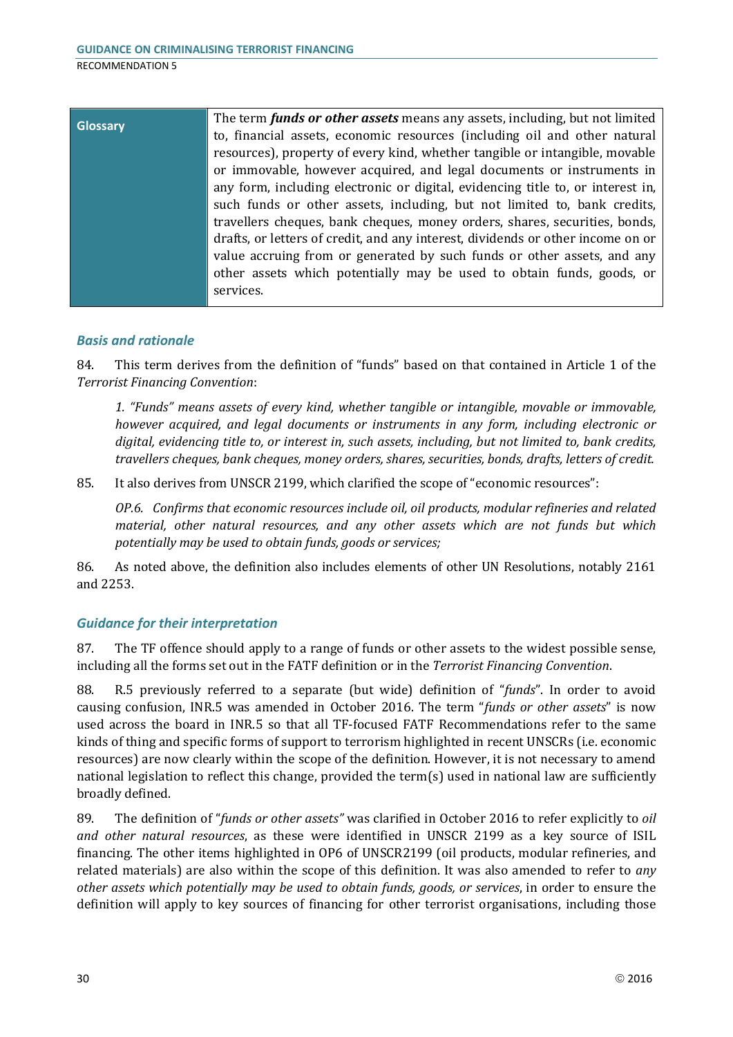| Glossary | The term ***funds or other assets*** means any assets, including, but not limited to, financial assets, economic resources (including oil and other natural resources), property of every kind, whether tangible or intangible, movable or immovable, however acquired, and legal documents or instruments in any form, including electronic or digital, evidencing title to, or interest in, such funds or other assets, including, but not limited to, bank credits, travellers cheques, bank cheques, money orders, shares, securities, bonds, drafts, or letters of credit, and any interest, dividends or other income on or value accruing from or generated by such funds or other assets, and any other assets which potentially may be used to obtain funds, goods, or services. |
|---|---|

### *Basis and rationale*

84. This term derives from the definition of "funds" based on that contained in Article 1 of the *Terrorist Financing Convention*:

> *1. "Funds" means assets of every kind, whether tangible or intangible, movable or immovable, however acquired, and legal documents or instruments in any form, including electronic or digital, evidencing title to, or interest in, such assets, including, but not limited to, bank credits, travellers cheques, bank cheques, money orders, shares, securities, bonds, drafts, letters of credit.*

85. It also derives from UNSCR 2199, which clarified the scope of "economic resources":

> *OP.6. Confirms that economic resources include oil, oil products, modular refineries and related material, other natural resources, and any other assets which are not funds but which potentially may be used to obtain funds, goods or services;*

86. As noted above, the definition also includes elements of other UN Resolutions, notably 2161 and 2253.

### *Guidance for their interpretation*

87. The TF offence should apply to a range of funds or other assets to the widest possible sense, including all the forms set out in the FATF definition or in the *Terrorist Financing Convention*.

88. R.5 previously referred to a separate (but wide) definition of "*funds*". In order to avoid causing confusion, INR.5 was amended in October 2016. The term "*funds or other assets*" is now used across the board in INR.5 so that all TF-focused FATF Recommendations refer to the same kinds of thing and specific forms of support to terrorism highlighted in recent UNSCRs (i.e. economic resources) are now clearly within the scope of the definition. However, it is not necessary to amend national legislation to reflect this change, provided the term(s) used in national law are sufficiently broadly defined.

89. The definition of "*funds or other assets"* was clarified in October 2016 to refer explicitly to *oil and other natural resources*, as these were identified in UNSCR 2199 as a key source of ISIL financing. The other items highlighted in OP6 of UNSCR2199 (oil products, modular refineries, and related materials) are also within the scope of this definition. It was also amended to refer to *any other assets which potentially may be used to obtain funds, goods, or services*, in order to ensure the definition will apply to key sources of financing for other terrorist organisations, including those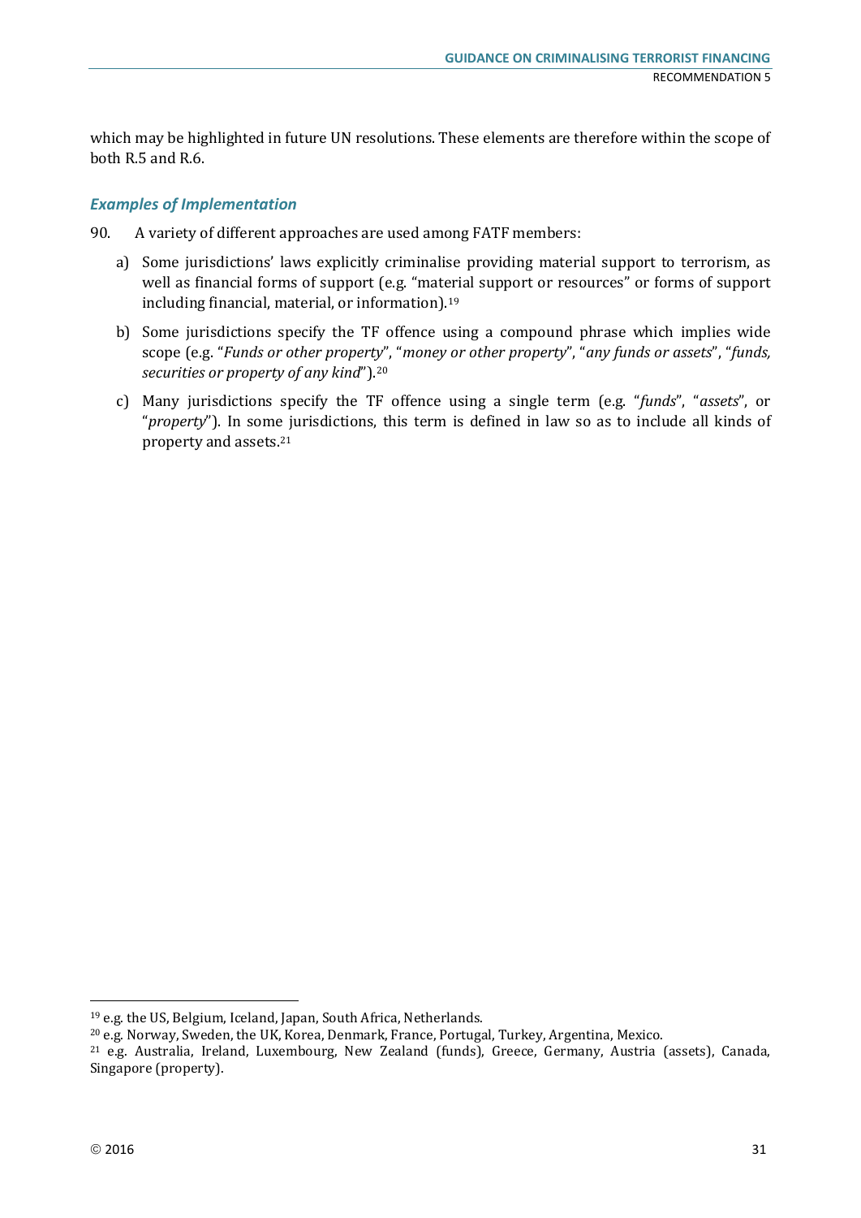which may be highlighted in future UN resolutions. These elements are therefore within the scope of both R.5 and R.6.

### *Examples of Implementation*

90. A variety of different approaches are used among FATF members:

a) Some jurisdictions' laws explicitly criminalise providing material support to terrorism, as well as financial forms of support (e.g. "material support or resources" or forms of support including financial, material, or information).[19]

b) Some jurisdictions specify the TF offence using a compound phrase which implies wide scope (e.g. "*Funds or other property*", "*money or other property*", "*any funds or assets*", "*funds, securities or property of any kind*").[20]

c) Many jurisdictions specify the TF offence using a single term (e.g. "*funds*", "*assets*", or "*property*"). In some jurisdictions, this term is defined in law so as to include all kinds of property and assets.[21]

---

[19] e.g. the US, Belgium, Iceland, Japan, South Africa, Netherlands.

[20] e.g. Norway, Sweden, the UK, Korea, Denmark, France, Portugal, Turkey, Argentina, Mexico.

[21] e.g. Australia, Ireland, Luxembourg, New Zealand (funds), Greece, Germany, Austria (assets), Canada, Singapore (property).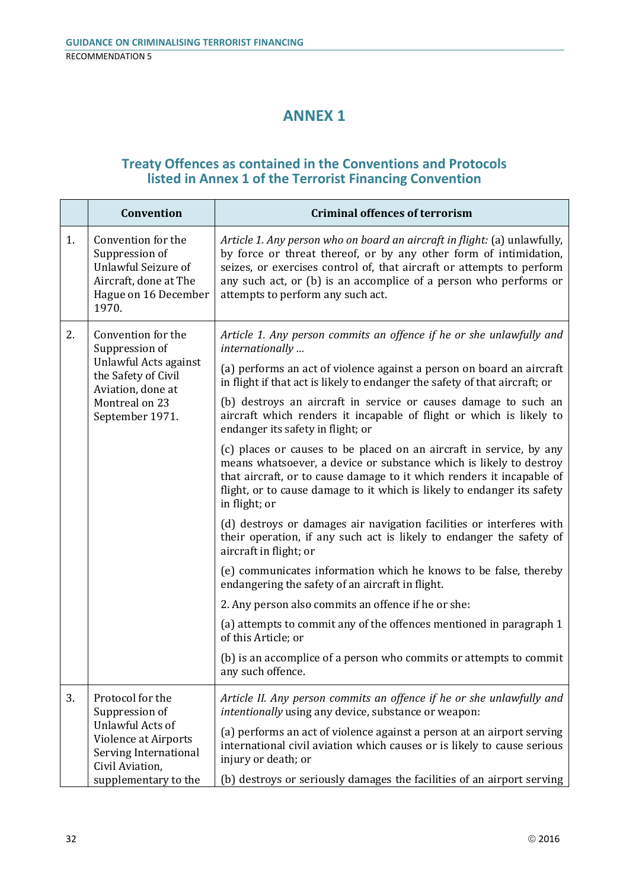# ANNEX 1

## Treaty Offences as contained in the Conventions and Protocols listed in Annex 1 of the Terrorist Financing Convention

| | Convention | Criminal offences of terrorism |
|---|---|---|
| 1. | Convention for the Suppression of Unlawful Seizure of Aircraft, done at The Hague on 16 December 1970. | *Article 1. Any person who on board an aircraft in flight:* (a) unlawfully, by force or threat thereof, or by any other form of intimidation, seizes, or exercises control of, that aircraft or attempts to perform any such act, or (b) is an accomplice of a person who performs or attempts to perform any such act. |
| 2. | Convention for the Suppression of Unlawful Acts against the Safety of Civil Aviation, done at Montreal on 23 September 1971. | *Article 1. Any person commits an offence if he or she unlawfully and internationally …*<br><br>(a) performs an act of violence against a person on board an aircraft in flight if that act is likely to endanger the safety of that aircraft; or<br><br>(b) destroys an aircraft in service or causes damage to such an aircraft which renders it incapable of flight or which is likely to endanger its safety in flight; or<br><br>(c) places or causes to be placed on an aircraft in service, by any means whatsoever, a device or substance which is likely to destroy that aircraft, or to cause damage to it which renders it incapable of flight, or to cause damage to it which is likely to endanger its safety in flight; or<br><br>(d) destroys or damages air navigation facilities or interferes with their operation, if any such act is likely to endanger the safety of aircraft in flight; or<br><br>(e) communicates information which he knows to be false, thereby endangering the safety of an aircraft in flight.<br><br>2. Any person also commits an offence if he or she:<br><br>(a) attempts to commit any of the offences mentioned in paragraph 1 of this Article; or<br><br>(b) is an accomplice of a person who commits or attempts to commit any such offence. |
| 3. | Protocol for the Suppression of Unlawful Acts of Violence at Airports Serving International Civil Aviation, supplementary to the | *Article II. Any person commits an offence if he or she unlawfully and intentionally* using any device, substance or weapon:<br><br>(a) performs an act of violence against a person at an airport serving international civil aviation which causes or is likely to cause serious injury or death; or<br><br>(b) destroys or seriously damages the facilities of an airport serving |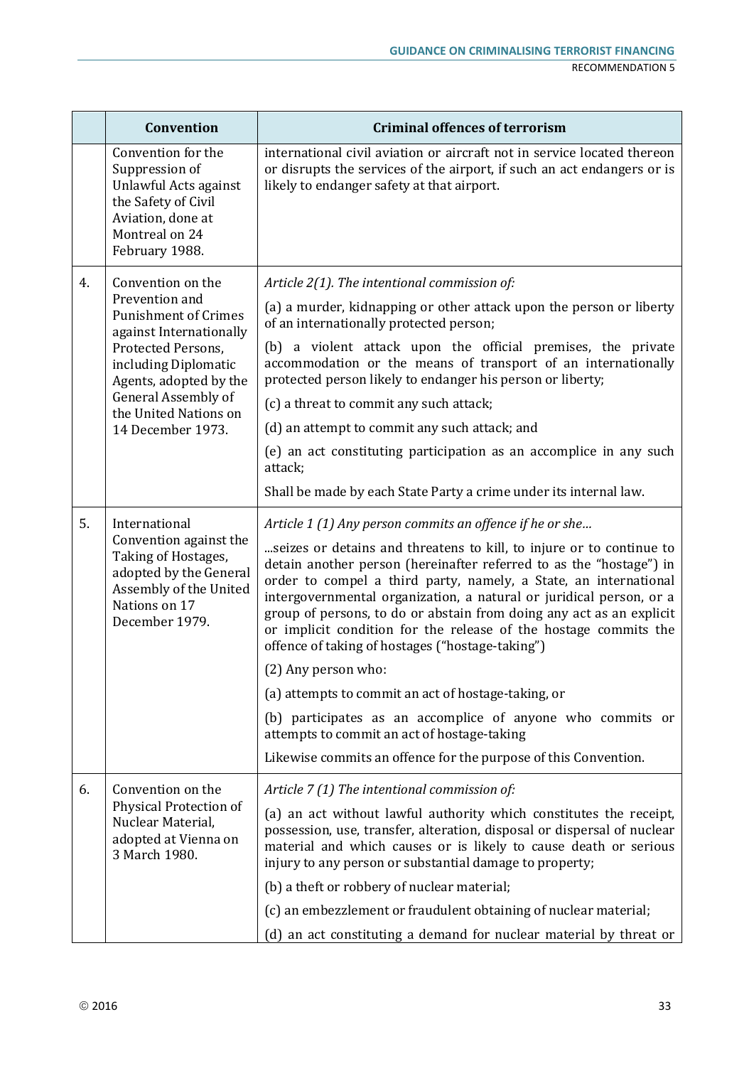| | Convention | Criminal offences of terrorism |
|---|---|---|
| | Convention for the Suppression of Unlawful Acts against the Safety of Civil Aviation, done at Montreal on 24 February 1988. | international civil aviation or aircraft not in service located thereon or disrupts the services of the airport, if such an act endangers or is likely to endanger safety at that airport. |
| 4. | Convention on the Prevention and Punishment of Crimes against Internationally Protected Persons, including Diplomatic Agents, adopted by the General Assembly of the United Nations on 14 December 1973. | *Article 2(1). The intentional commission of:*<br><br>(a) a murder, kidnapping or other attack upon the person or liberty of an internationally protected person;<br><br>(b) a violent attack upon the official premises, the private accommodation or the means of transport of an internationally protected person likely to endanger his person or liberty;<br><br>(c) a threat to commit any such attack;<br><br>(d) an attempt to commit any such attack; and<br><br>(e) an act constituting participation as an accomplice in any such attack;<br><br>Shall be made by each State Party a crime under its internal law. |
| 5. | International Convention against the Taking of Hostages, adopted by the General Assembly of the United Nations on 17 December 1979. | *Article 1 (1) Any person commits an offence if he or she…*<br><br>...seizes or detains and threatens to kill, to injure or to continue to detain another person (hereinafter referred to as the "hostage") in order to compel a third party, namely, a State, an international intergovernmental organization, a natural or juridical person, or a group of persons, to do or abstain from doing any act as an explicit or implicit condition for the release of the hostage commits the offence of taking of hostages ("hostage-taking")<br><br>(2) Any person who:<br><br>(a) attempts to commit an act of hostage-taking, or<br><br>(b) participates as an accomplice of anyone who commits or attempts to commit an act of hostage-taking<br><br>Likewise commits an offence for the purpose of this Convention. |
| 6. | Convention on the Physical Protection of Nuclear Material, adopted at Vienna on 3 March 1980. | *Article 7 (1) The intentional commission of:*<br><br>(a) an act without lawful authority which constitutes the receipt, possession, use, transfer, alteration, disposal or dispersal of nuclear material and which causes or is likely to cause death or serious injury to any person or substantial damage to property;<br><br>(b) a theft or robbery of nuclear material;<br><br>(c) an embezzlement or fraudulent obtaining of nuclear material;<br><br>(d) an act constituting a demand for nuclear material by threat or |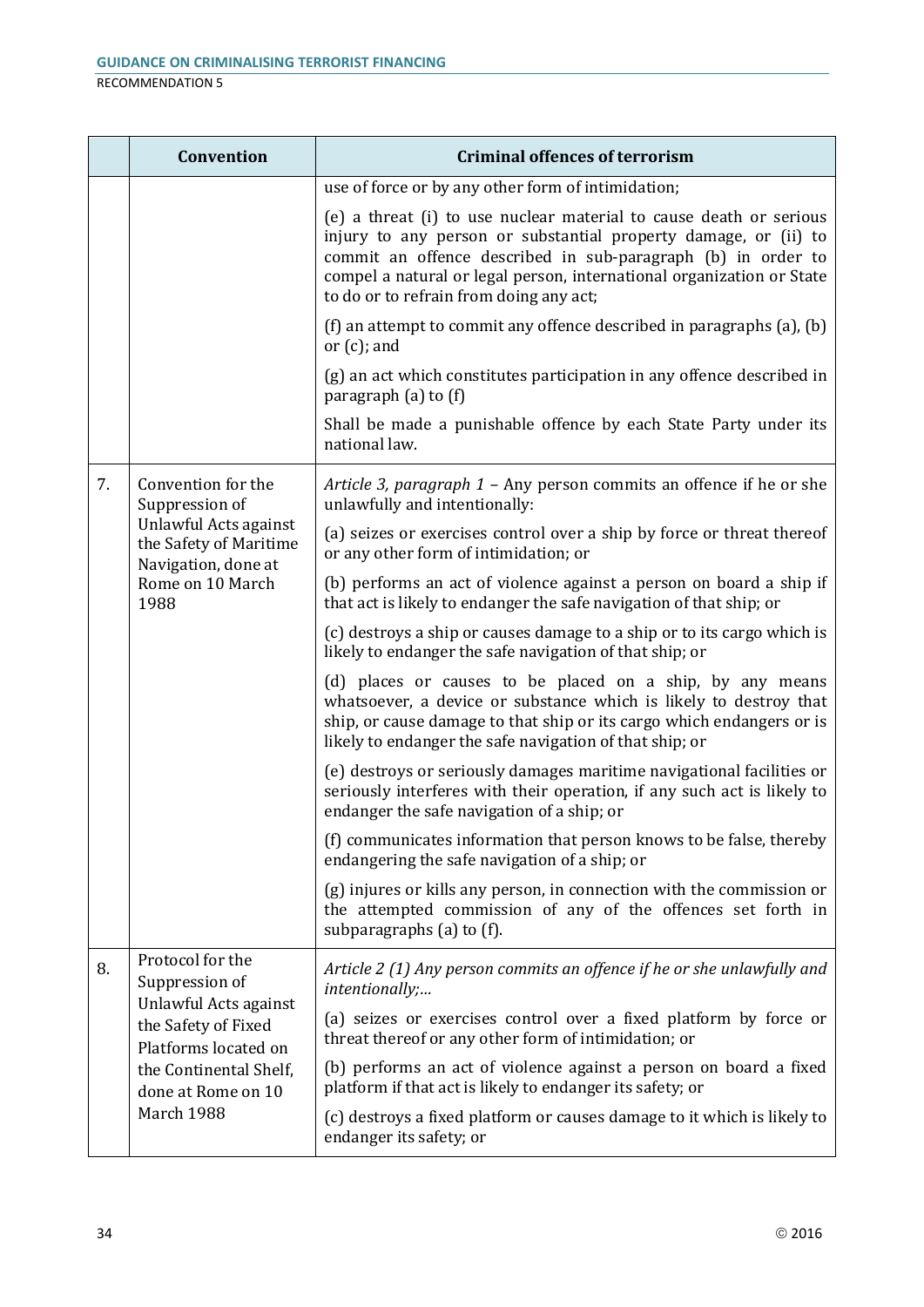| | Convention | Criminal offences of terrorism |
|---|---|---|
| | | use of force or by any other form of intimidation;<br><br>(e) a threat (i) to use nuclear material to cause death or serious injury to any person or substantial property damage, or (ii) to commit an offence described in sub-paragraph (b) in order to compel a natural or legal person, international organization or State to do or to refrain from doing any act;<br><br>(f) an attempt to commit any offence described in paragraphs (a), (b) or (c); and<br><br>(g) an act which constitutes participation in any offence described in paragraph (a) to (f)<br><br>Shall be made a punishable offence by each State Party under its national law. |
| 7. | Convention for the Suppression of Unlawful Acts against the Safety of Maritime Navigation, done at Rome on 10 March 1988 | *Article 3, paragraph 1* – Any person commits an offence if he or she unlawfully and intentionally:<br><br>(a) seizes or exercises control over a ship by force or threat thereof or any other form of intimidation; or<br><br>(b) performs an act of violence against a person on board a ship if that act is likely to endanger the safe navigation of that ship; or<br><br>(c) destroys a ship or causes damage to a ship or to its cargo which is likely to endanger the safe navigation of that ship; or<br><br>(d) places or causes to be placed on a ship, by any means whatsoever, a device or substance which is likely to destroy that ship, or cause damage to that ship or its cargo which endangers or is likely to endanger the safe navigation of that ship; or<br><br>(e) destroys or seriously damages maritime navigational facilities or seriously interferes with their operation, if any such act is likely to endanger the safe navigation of a ship; or<br><br>(f) communicates information that person knows to be false, thereby endangering the safe navigation of a ship; or<br><br>(g) injures or kills any person, in connection with the commission or the attempted commission of any of the offences set forth in subparagraphs (a) to (f). |
| 8. | Protocol for the Suppression of Unlawful Acts against the Safety of Fixed Platforms located on the Continental Shelf, done at Rome on 10 March 1988 | *Article 2 (1) Any person commits an offence if he or she unlawfully and intentionally;...*<br><br>(a) seizes or exercises control over a fixed platform by force or threat thereof or any other form of intimidation; or<br><br>(b) performs an act of violence against a person on board a fixed platform if that act is likely to endanger its safety; or<br><br>(c) destroys a fixed platform or causes damage to it which is likely to endanger its safety; or |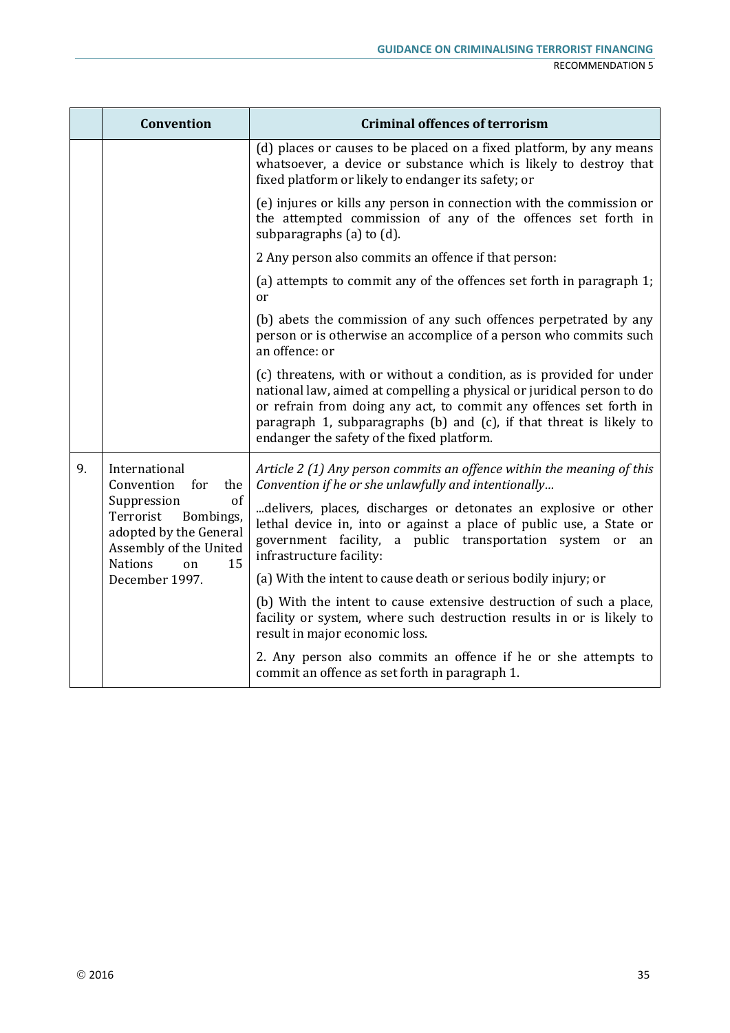| | Convention | Criminal offences of terrorism |
|---|---|---|
| | | (d) places or causes to be placed on a fixed platform, by any means whatsoever, a device or substance which is likely to destroy that fixed platform or likely to endanger its safety; or |
| | | (e) injures or kills any person in connection with the commission or the attempted commission of any of the offences set forth in subparagraphs (a) to (d). |
| | | 2 Any person also commits an offence if that person: |
| | | (a) attempts to commit any of the offences set forth in paragraph 1; or |
| | | (b) abets the commission of any such offences perpetrated by any person or is otherwise an accomplice of a person who commits such an offence: or |
| | | (c) threatens, with or without a condition, as is provided for under national law, aimed at compelling a physical or juridical person to do or refrain from doing any act, to commit any offences set forth in paragraph 1, subparagraphs (b) and (c), if that threat is likely to endanger the safety of the fixed platform. |
| 9. | International Convention for the Suppression of Terrorist Bombings, adopted by the General Assembly of the United Nations on 15 December 1997. | *Article 2 (1) Any person commits an offence within the meaning of this Convention if he or she unlawfully and intentionally…* |
| | | ...delivers, places, discharges or detonates an explosive or other lethal device in, into or against a place of public use, a State or government facility, a public transportation system or an infrastructure facility: |
| | | (a) With the intent to cause death or serious bodily injury; or |
| | | (b) With the intent to cause extensive destruction of such a place, facility or system, where such destruction results in or is likely to result in major economic loss. |
| | | 2. Any person also commits an offence if he or she attempts to commit an offence as set forth in paragraph 1. |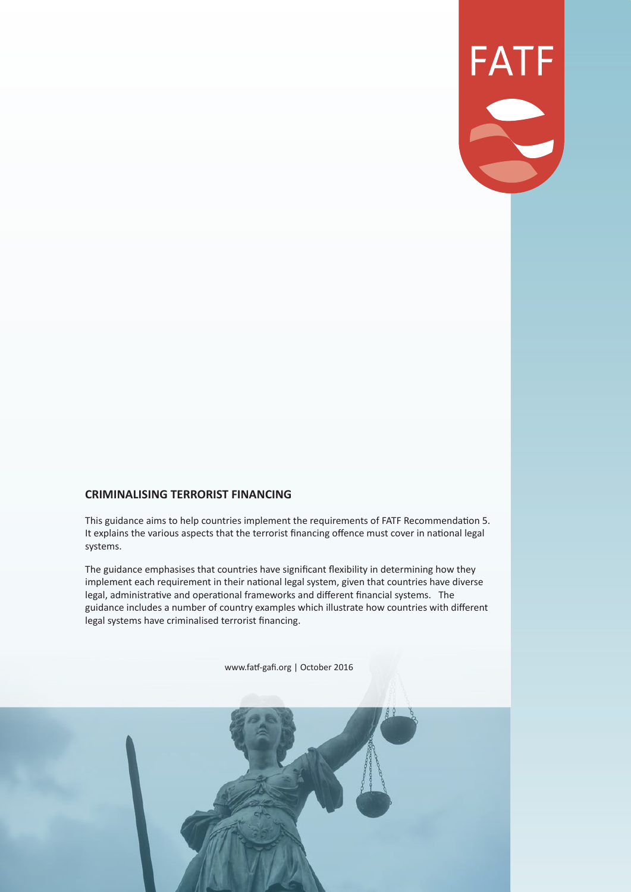FATF

## CRIMINALISING TERRORIST FINANCING

This guidance aims to help countries implement the requirements of FATF Recommendation 5. It explains the various aspects that the terrorist financing offence must cover in national legal systems.

The guidance emphasises that countries have significant flexibility in determining how they implement each requirement in their national legal system, given that countries have diverse legal, administrative and operational frameworks and different financial systems. The guidance includes a number of country examples which illustrate how countries with different legal systems have criminalised terrorist financing.

www.fatf-gafi.org | October 2016